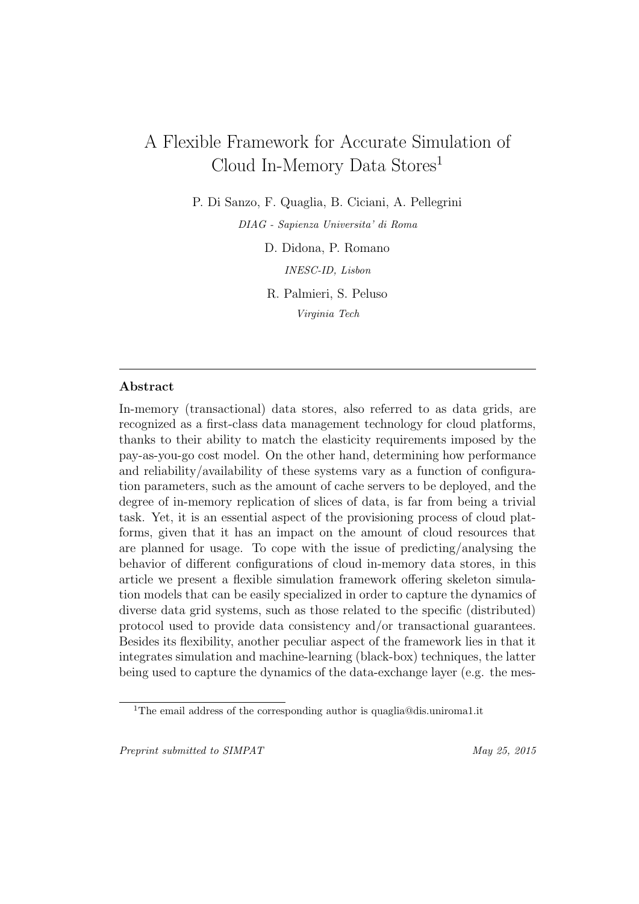# A Flexible Framework for Accurate Simulation of Cloud In-Memory Data Stores[1]

P. Di Sanzo, F. Quaglia, B. Ciciani, A. Pellegrini

*DIAG - Sapienza Universita' di Roma*

D. Didona, P. Romano

*INESC-ID, Lisbon*

R. Palmieri, S. Peluso

*Virginia Tech*

---

## Abstract

In-memory (transactional) data stores, also referred to as data grids, are recognized as a first-class data management technology for cloud platforms, thanks to their ability to match the elasticity requirements imposed by the pay-as-you-go cost model. On the other hand, determining how performance and reliability/availability of these systems vary as a function of configuration parameters, such as the amount of cache servers to be deployed, and the degree of in-memory replication of slices of data, is far from being a trivial task. Yet, it is an essential aspect of the provisioning process of cloud platforms, given that it has an impact on the amount of cloud resources that are planned for usage. To cope with the issue of predicting/analysing the behavior of different configurations of cloud in-memory data stores, in this article we present a flexible simulation framework offering skeleton simulation models that can be easily specialized in order to capture the dynamics of diverse data grid systems, such as those related to the specific (distributed) protocol used to provide data consistency and/or transactional guarantees. Besides its flexibility, another peculiar aspect of the framework lies in that it integrates simulation and machine-learning (black-box) techniques, the latter being used to capture the dynamics of the data-exchange layer (e.g. the mes-

[1] The email address of the corresponding author is quaglia@dis.uniroma1.it

*Preprint submitted to SIMPAT* *May 25, 2015*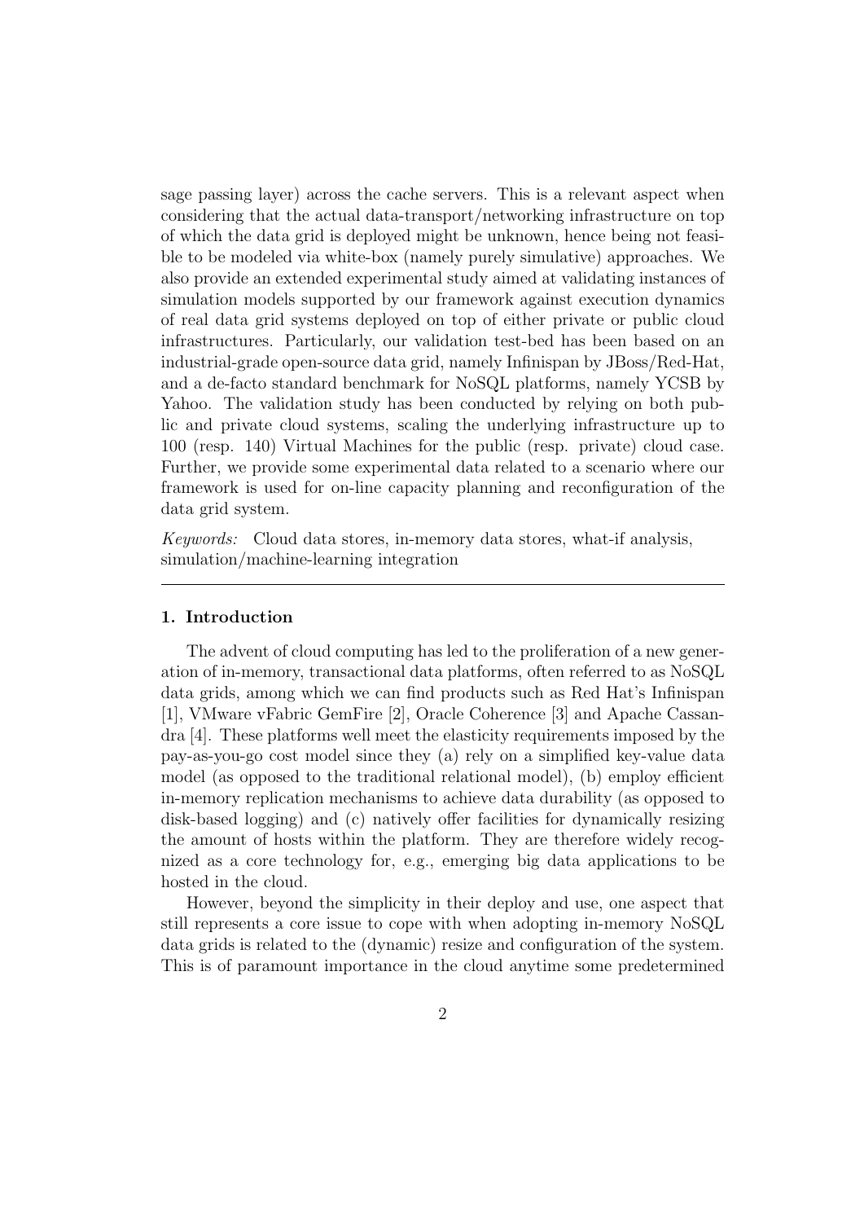sage passing layer) across the cache servers. This is a relevant aspect when considering that the actual data-transport/networking infrastructure on top of which the data grid is deployed might be unknown, hence being not feasible to be modeled via white-box (namely purely simulative) approaches. We also provide an extended experimental study aimed at validating instances of simulation models supported by our framework against execution dynamics of real data grid systems deployed on top of either private or public cloud infrastructures. Particularly, our validation test-bed has been based on an industrial-grade open-source data grid, namely Infinispan by JBoss/Red-Hat, and a de-facto standard benchmark for NoSQL platforms, namely YCSB by Yahoo. The validation study has been conducted by relying on both public and private cloud systems, scaling the underlying infrastructure up to 100 (resp. 140) Virtual Machines for the public (resp. private) cloud case. Further, we provide some experimental data related to a scenario where our framework is used for on-line capacity planning and reconfiguration of the data grid system.

*Keywords:* Cloud data stores, in-memory data stores, what-if analysis, simulation/machine-learning integration

---

## 1. Introduction

The advent of cloud computing has led to the proliferation of a new generation of in-memory, transactional data platforms, often referred to as NoSQL data grids, among which we can find products such as Red Hat's Infinispan [1], VMware vFabric GemFire [2], Oracle Coherence [3] and Apache Cassandra [4]. These platforms well meet the elasticity requirements imposed by the pay-as-you-go cost model since they (a) rely on a simplified key-value data model (as opposed to the traditional relational model), (b) employ efficient in-memory replication mechanisms to achieve data durability (as opposed to disk-based logging) and (c) natively offer facilities for dynamically resizing the amount of hosts within the platform. They are therefore widely recognized as a core technology for, e.g., emerging big data applications to be hosted in the cloud.

However, beyond the simplicity in their deploy and use, one aspect that still represents a core issue to cope with when adopting in-memory NoSQL data grids is related to the (dynamic) resize and configuration of the system. This is of paramount importance in the cloud anytime some predetermined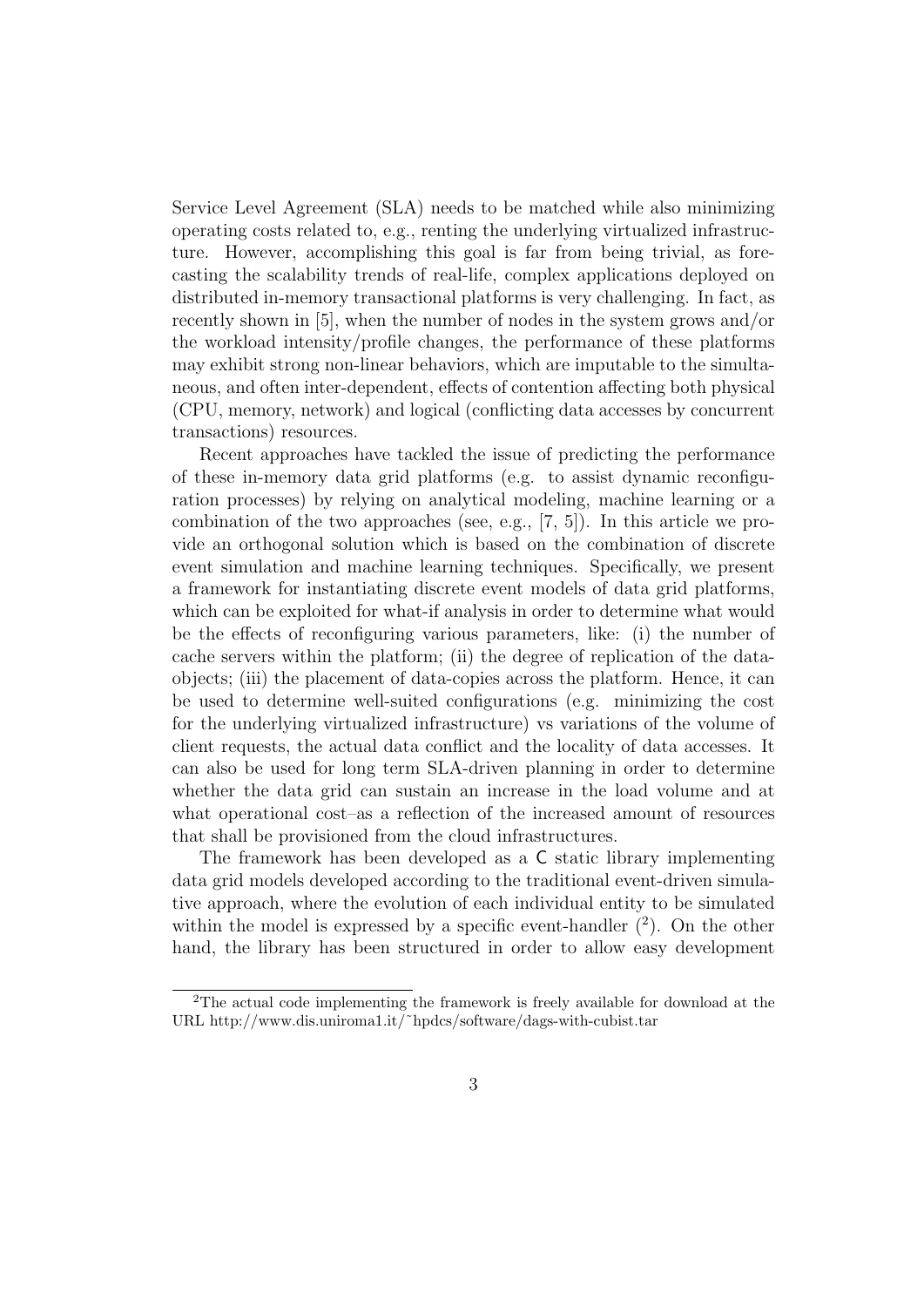Service Level Agreement (SLA) needs to be matched while also minimizing operating costs related to, e.g., renting the underlying virtualized infrastructure. However, accomplishing this goal is far from being trivial, as forecasting the scalability trends of real-life, complex applications deployed on distributed in-memory transactional platforms is very challenging. In fact, as recently shown in [5], when the number of nodes in the system grows and/or the workload intensity/profile changes, the performance of these platforms may exhibit strong non-linear behaviors, which are imputable to the simultaneous, and often inter-dependent, effects of contention affecting both physical (CPU, memory, network) and logical (conflicting data accesses by concurrent transactions) resources.

Recent approaches have tackled the issue of predicting the performance of these in-memory data grid platforms (e.g. to assist dynamic reconfiguration processes) by relying on analytical modeling, machine learning or a combination of the two approaches (see, e.g., [7, 5]). In this article we provide an orthogonal solution which is based on the combination of discrete event simulation and machine learning techniques. Specifically, we present a framework for instantiating discrete event models of data grid platforms, which can be exploited for what-if analysis in order to determine what would be the effects of reconfiguring various parameters, like: (i) the number of cache servers within the platform; (ii) the degree of replication of the data-objects; (iii) the placement of data-copies across the platform. Hence, it can be used to determine well-suited configurations (e.g. minimizing the cost for the underlying virtualized infrastructure) vs variations of the volume of client requests, the actual data conflict and the locality of data accesses. It can also be used for long term SLA-driven planning in order to determine whether the data grid can sustain an increase in the load volume and at what operational cost–as a reflection of the increased amount of resources that shall be provisioned from the cloud infrastructures.

The framework has been developed as a C static library implementing data grid models developed according to the traditional event-driven simulative approach, where the evolution of each individual entity to be simulated within the model is expressed by a specific event-handler ([2]). On the other hand, the library has been structured in order to allow easy development

[2] The actual code implementing the framework is freely available for download at the URL http://www.dis.uniroma1.it/~hpdcs/software/dags-with-cubist.tar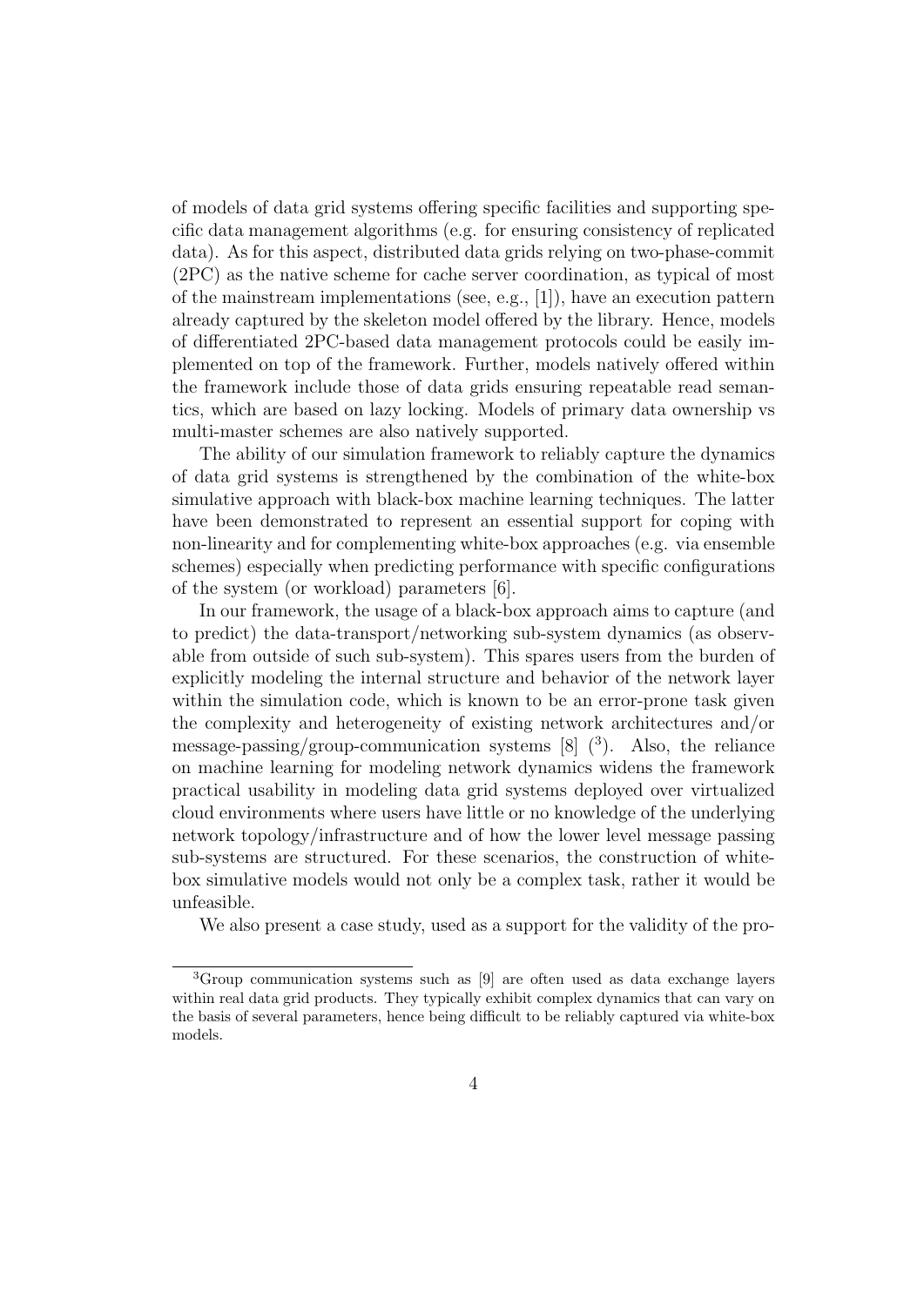of models of data grid systems offering specific facilities and supporting specific data management algorithms (e.g. for ensuring consistency of replicated data). As for this aspect, distributed data grids relying on two-phase-commit (2PC) as the native scheme for cache server coordination, as typical of most of the mainstream implementations (see, e.g., [1]), have an execution pattern already captured by the skeleton model offered by the library. Hence, models of differentiated 2PC-based data management protocols could be easily implemented on top of the framework. Further, models natively offered within the framework include those of data grids ensuring repeatable read semantics, which are based on lazy locking. Models of primary data ownership vs multi-master schemes are also natively supported.

The ability of our simulation framework to reliably capture the dynamics of data grid systems is strengthened by the combination of the white-box simulative approach with black-box machine learning techniques. The latter have been demonstrated to represent an essential support for coping with non-linearity and for complementing white-box approaches (e.g. via ensemble schemes) especially when predicting performance with specific configurations of the system (or workload) parameters [6].

In our framework, the usage of a black-box approach aims to capture (and to predict) the data-transport/networking sub-system dynamics (as observable from outside of such sub-system). This spares users from the burden of explicitly modeling the internal structure and behavior of the network layer within the simulation code, which is known to be an error-prone task given the complexity and heterogeneity of existing network architectures and/or message-passing/group-communication systems [8] ([3]). Also, the reliance on machine learning for modeling network dynamics widens the framework practical usability in modeling data grid systems deployed over virtualized cloud environments where users have little or no knowledge of the underlying network topology/infrastructure and of how the lower level message passing sub-systems are structured. For these scenarios, the construction of white-box simulative models would not only be a complex task, rather it would be unfeasible.

We also present a case study, used as a support for the validity of the pro-

[3]Group communication systems such as [9] are often used as data exchange layers within real data grid products. They typically exhibit complex dynamics that can vary on the basis of several parameters, hence being difficult to be reliably captured via white-box models.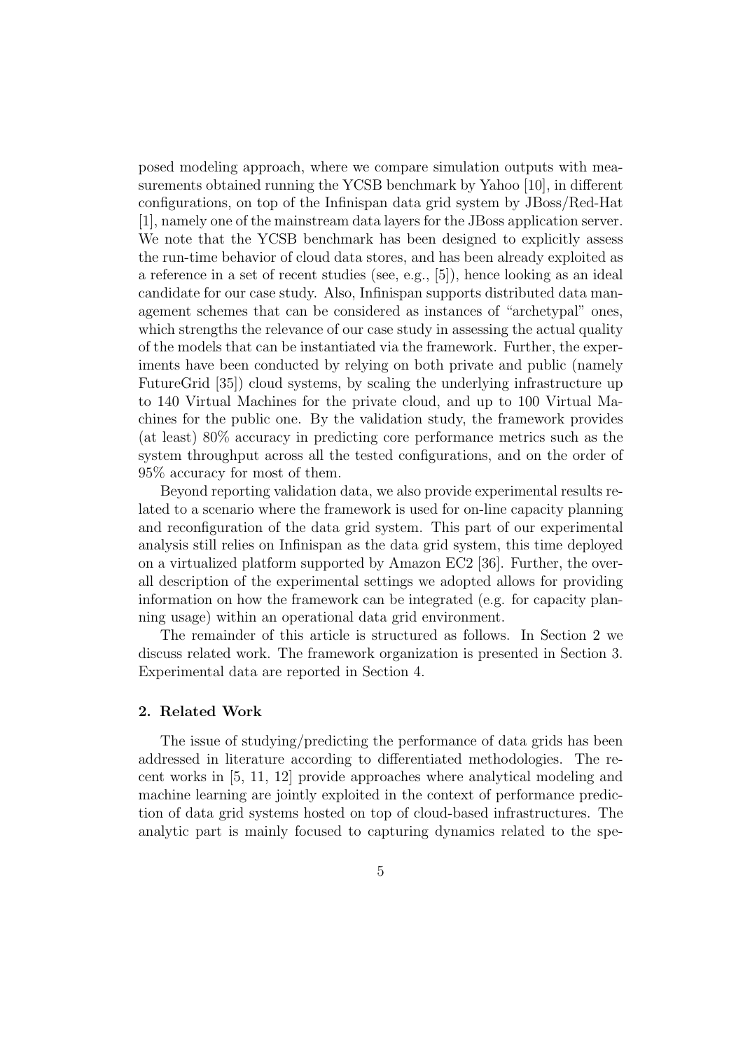posed modeling approach, where we compare simulation outputs with measurements obtained running the YCSB benchmark by Yahoo [10], in different configurations, on top of the Infinispan data grid system by JBoss/Red-Hat [1], namely one of the mainstream data layers for the JBoss application server. We note that the YCSB benchmark has been designed to explicitly assess the run-time behavior of cloud data stores, and has been already exploited as a reference in a set of recent studies (see, e.g., [5]), hence looking as an ideal candidate for our case study. Also, Infinispan supports distributed data management schemes that can be considered as instances of "archetypal" ones, which strengths the relevance of our case study in assessing the actual quality of the models that can be instantiated via the framework. Further, the experiments have been conducted by relying on both private and public (namely FutureGrid [35]) cloud systems, by scaling the underlying infrastructure up to 140 Virtual Machines for the private cloud, and up to 100 Virtual Machines for the public one. By the validation study, the framework provides (at least) 80% accuracy in predicting core performance metrics such as the system throughput across all the tested configurations, and on the order of 95% accuracy for most of them.

Beyond reporting validation data, we also provide experimental results related to a scenario where the framework is used for on-line capacity planning and reconfiguration of the data grid system. This part of our experimental analysis still relies on Infinispan as the data grid system, this time deployed on a virtualized platform supported by Amazon EC2 [36]. Further, the overall description of the experimental settings we adopted allows for providing information on how the framework can be integrated (e.g. for capacity planning usage) within an operational data grid environment.

The remainder of this article is structured as follows. In Section 2 we discuss related work. The framework organization is presented in Section 3. Experimental data are reported in Section 4.

## 2. Related Work

The issue of studying/predicting the performance of data grids has been addressed in literature according to differentiated methodologies. The recent works in [5, 11, 12] provide approaches where analytical modeling and machine learning are jointly exploited in the context of performance prediction of data grid systems hosted on top of cloud-based infrastructures. The analytic part is mainly focused to capturing dynamics related to the spe-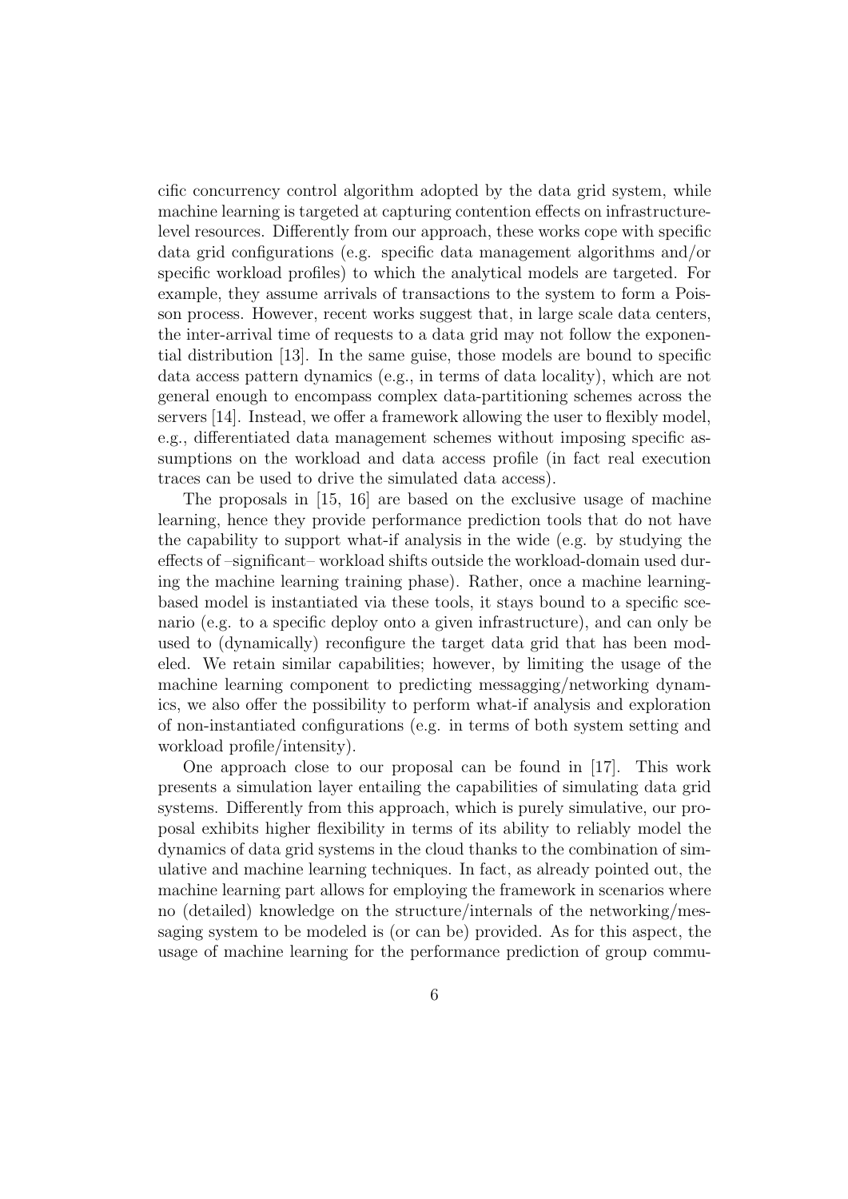cific concurrency control algorithm adopted by the data grid system, while machine learning is targeted at capturing contention effects on infrastructure-level resources. Differently from our approach, these works cope with specific data grid configurations (e.g. specific data management algorithms and/or specific workload profiles) to which the analytical models are targeted. For example, they assume arrivals of transactions to the system to form a Poisson process. However, recent works suggest that, in large scale data centers, the inter-arrival time of requests to a data grid may not follow the exponential distribution [13]. In the same guise, those models are bound to specific data access pattern dynamics (e.g., in terms of data locality), which are not general enough to encompass complex data-partitioning schemes across the servers [14]. Instead, we offer a framework allowing the user to flexibly model, e.g., differentiated data management schemes without imposing specific assumptions on the workload and data access profile (in fact real execution traces can be used to drive the simulated data access).

The proposals in [15, 16] are based on the exclusive usage of machine learning, hence they provide performance prediction tools that do not have the capability to support what-if analysis in the wide (e.g. by studying the effects of –significant– workload shifts outside the workload-domain used during the machine learning training phase). Rather, once a machine learning-based model is instantiated via these tools, it stays bound to a specific scenario (e.g. to a specific deploy onto a given infrastructure), and can only be used to (dynamically) reconfigure the target data grid that has been modeled. We retain similar capabilities; however, by limiting the usage of the machine learning component to predicting messagging/networking dynamics, we also offer the possibility to perform what-if analysis and exploration of non-instantiated configurations (e.g. in terms of both system setting and workload profile/intensity).

One approach close to our proposal can be found in [17]. This work presents a simulation layer entailing the capabilities of simulating data grid systems. Differently from this approach, which is purely simulative, our proposal exhibits higher flexibility in terms of its ability to reliably model the dynamics of data grid systems in the cloud thanks to the combination of simulative and machine learning techniques. In fact, as already pointed out, the machine learning part allows for employing the framework in scenarios where no (detailed) knowledge on the structure/internals of the networking/messaging system to be modeled is (or can be) provided. As for this aspect, the usage of machine learning for the performance prediction of group commu-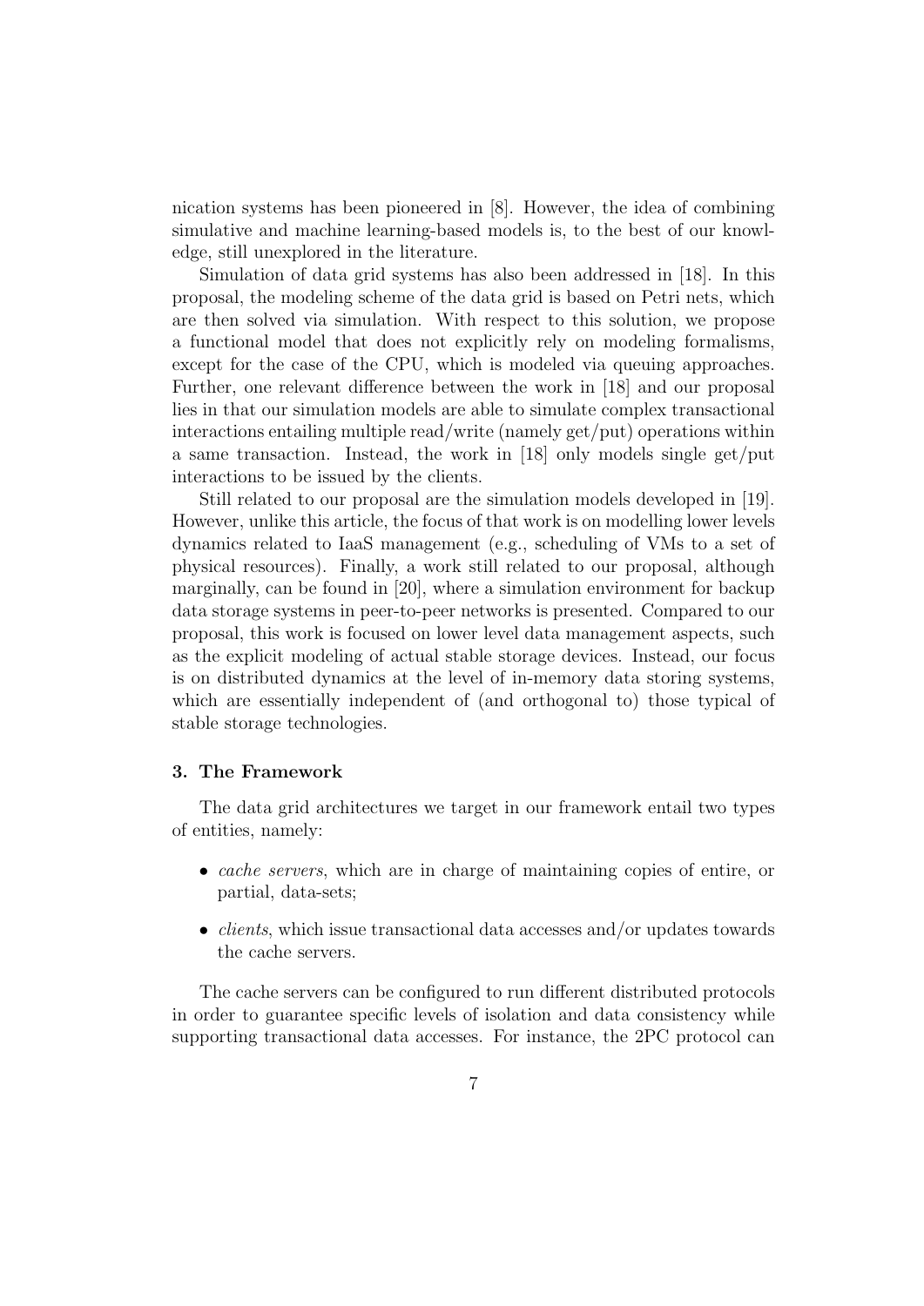nication systems has been pioneered in [8]. However, the idea of combining simulative and machine learning-based models is, to the best of our knowledge, still unexplored in the literature.

Simulation of data grid systems has also been addressed in [18]. In this proposal, the modeling scheme of the data grid is based on Petri nets, which are then solved via simulation. With respect to this solution, we propose a functional model that does not explicitly rely on modeling formalisms, except for the case of the CPU, which is modeled via queuing approaches. Further, one relevant difference between the work in [18] and our proposal lies in that our simulation models are able to simulate complex transactional interactions entailing multiple read/write (namely get/put) operations within a same transaction. Instead, the work in [18] only models single get/put interactions to be issued by the clients.

Still related to our proposal are the simulation models developed in [19]. However, unlike this article, the focus of that work is on modelling lower levels dynamics related to IaaS management (e.g., scheduling of VMs to a set of physical resources). Finally, a work still related to our proposal, although marginally, can be found in [20], where a simulation environment for backup data storage systems in peer-to-peer networks is presented. Compared to our proposal, this work is focused on lower level data management aspects, such as the explicit modeling of actual stable storage devices. Instead, our focus is on distributed dynamics at the level of in-memory data storing systems, which are essentially independent of (and orthogonal to) those typical of stable storage technologies.

### 3. The Framework

The data grid architectures we target in our framework entail two types of entities, namely:

- *cache servers*, which are in charge of maintaining copies of entire, or partial, data-sets;
- *clients*, which issue transactional data accesses and/or updates towards the cache servers.

The cache servers can be configured to run different distributed protocols in order to guarantee specific levels of isolation and data consistency while supporting transactional data accesses. For instance, the 2PC protocol can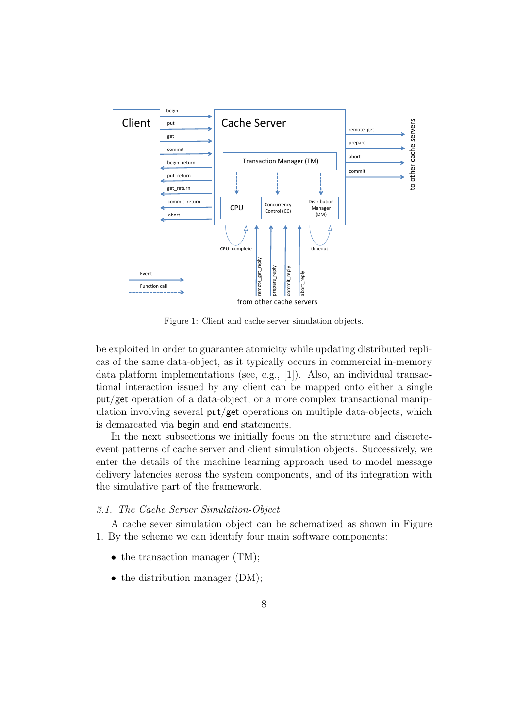Figure 1: Client and cache server simulation objects.

be exploited in order to guarantee atomicity while updating distributed replicas of the same data-object, as it typically occurs in commercial in-memory data platform implementations (see, e.g., [1]). Also, an individual transactional interaction issued by any client can be mapped onto either a single put/get operation of a data-object, or a more complex transactional manipulation involving several put/get operations on multiple data-objects, which is demarcated via begin and end statements.

In the next subsections we initially focus on the structure and discrete-event patterns of cache server and client simulation objects. Successively, we enter the details of the machine learning approach used to model message delivery latencies across the system components, and of its integration with the simulative part of the framework.

### *3.1. The Cache Server Simulation-Object*

A cache sever simulation object can be schematized as shown in Figure 1. By the scheme we can identify four main software components:

- the transaction manager (TM);
- the distribution manager (DM);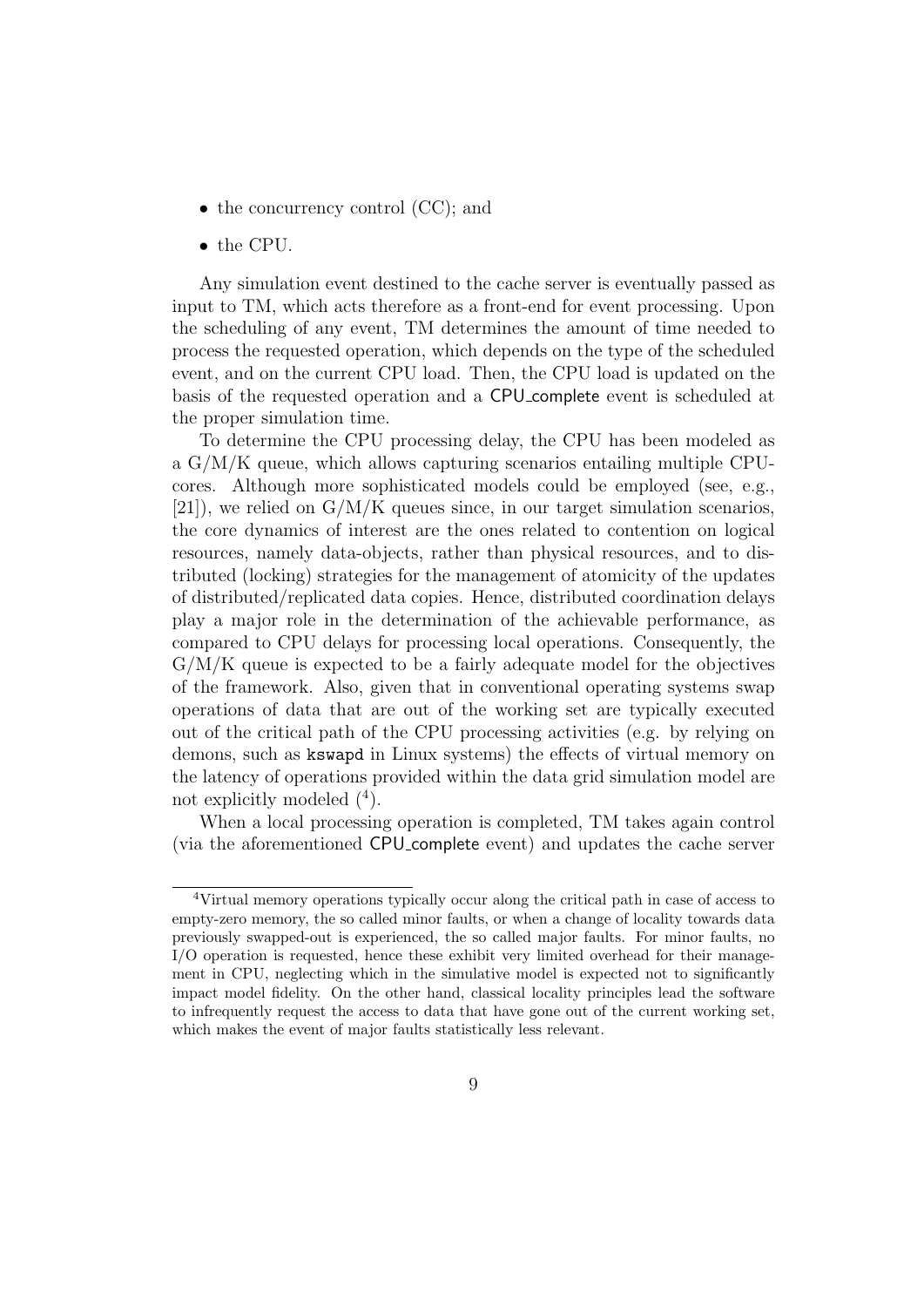- the concurrency control (CC); and
- the CPU.

Any simulation event destined to the cache server is eventually passed as input to TM, which acts therefore as a front-end for event processing. Upon the scheduling of any event, TM determines the amount of time needed to process the requested operation, which depends on the type of the scheduled event, and on the current CPU load. Then, the CPU load is updated on the basis of the requested operation and a CPU_complete event is scheduled at the proper simulation time.

To determine the CPU processing delay, the CPU has been modeled as a G/M/K queue, which allows capturing scenarios entailing multiple CPU-cores. Although more sophisticated models could be employed (see, e.g., [21]), we relied on G/M/K queues since, in our target simulation scenarios, the core dynamics of interest are the ones related to contention on logical resources, namely data-objects, rather than physical resources, and to distributed (locking) strategies for the management of atomicity of the updates of distributed/replicated data copies. Hence, distributed coordination delays play a major role in the determination of the achievable performance, as compared to CPU delays for processing local operations. Consequently, the G/M/K queue is expected to be a fairly adequate model for the objectives of the framework. Also, given that in conventional operating systems swap operations of data that are out of the working set are typically executed out of the critical path of the CPU processing activities (e.g. by relying on demons, such as `kswapd` in Linux systems) the effects of virtual memory on the latency of operations provided within the data grid simulation model are not explicitly modeled ([4]).

When a local processing operation is completed, TM takes again control (via the aforementioned CPU_complete event) and updates the cache server

---

[4] Virtual memory operations typically occur along the critical path in case of access to empty-zero memory, the so called minor faults, or when a change of locality towards data previously swapped-out is experienced, the so called major faults. For minor faults, no I/O operation is requested, hence these exhibit very limited overhead for their management in CPU, neglecting which in the simulative model is expected not to significantly impact model fidelity. On the other hand, classical locality principles lead the software to infrequently request the access to data that have gone out of the current working set, which makes the event of major faults statistically less relevant.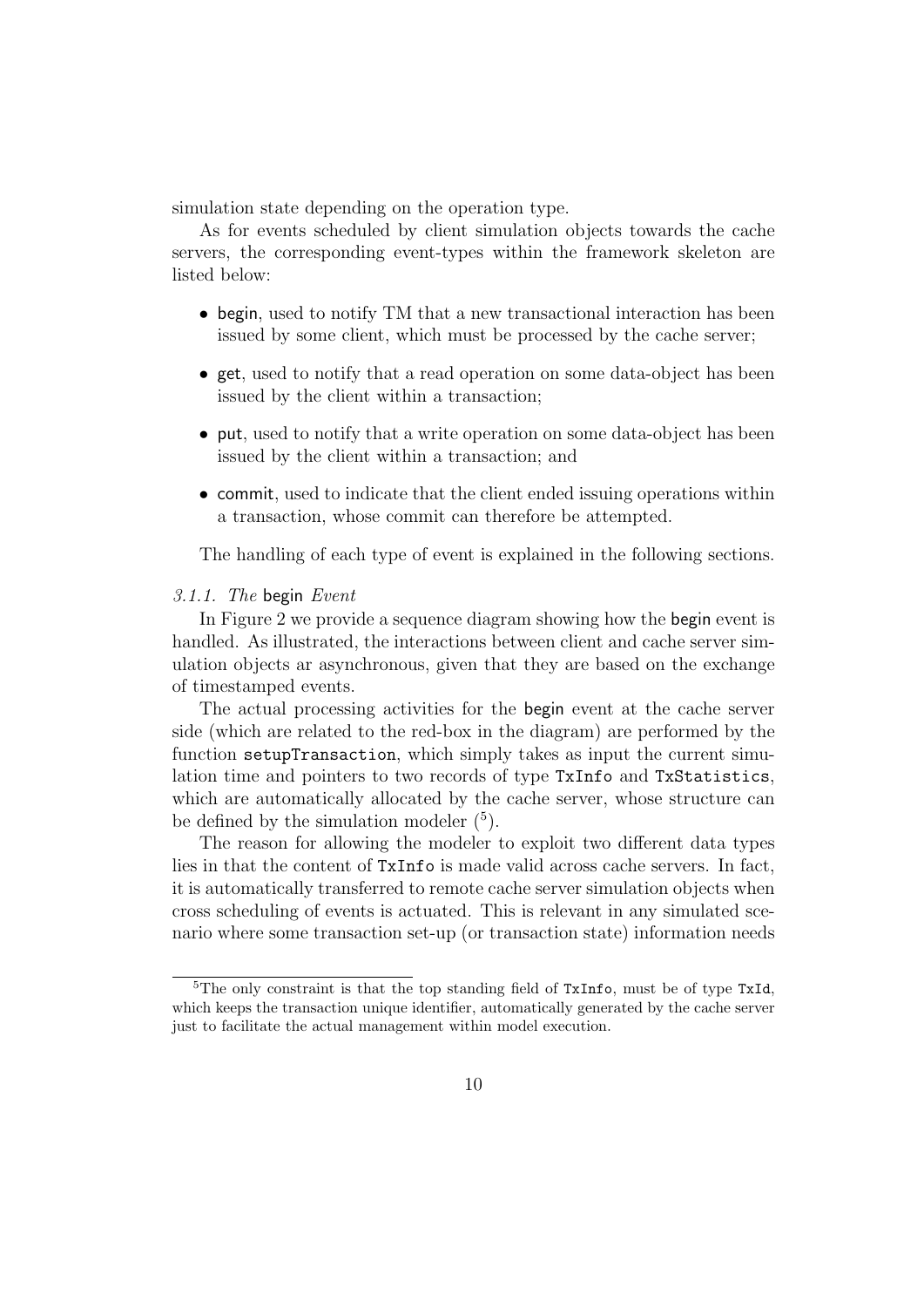simulation state depending on the operation type.

As for events scheduled by client simulation objects towards the cache servers, the corresponding event-types within the framework skeleton are listed below:

- begin, used to notify TM that a new transactional interaction has been issued by some client, which must be processed by the cache server;
- get, used to notify that a read operation on some data-object has been issued by the client within a transaction;
- put, used to notify that a write operation on some data-object has been issued by the client within a transaction; and
- commit, used to indicate that the client ended issuing operations within a transaction, whose commit can therefore be attempted.

The handling of each type of event is explained in the following sections.

#### *3.1.1. The* begin *Event*

In Figure 2 we provide a sequence diagram showing how the begin event is handled. As illustrated, the interactions between client and cache server simulation objects ar asynchronous, given that they are based on the exchange of timestamped events.

The actual processing activities for the begin event at the cache server side (which are related to the red-box in the diagram) are performed by the function `setupTransaction`, which simply takes as input the current simulation time and pointers to two records of type `TxInfo` and `TxStatistics`, which are automatically allocated by the cache server, whose structure can be defined by the simulation modeler ([5]).

The reason for allowing the modeler to exploit two different data types lies in that the content of `TxInfo` is made valid across cache servers. In fact, it is automatically transferred to remote cache server simulation objects when cross scheduling of events is actuated. This is relevant in any simulated scenario where some transaction set-up (or transaction state) information needs

---

[5] The only constraint is that the top standing field of `TxInfo`, must be of type `TxId`, which keeps the transaction unique identifier, automatically generated by the cache server just to facilitate the actual management within model execution.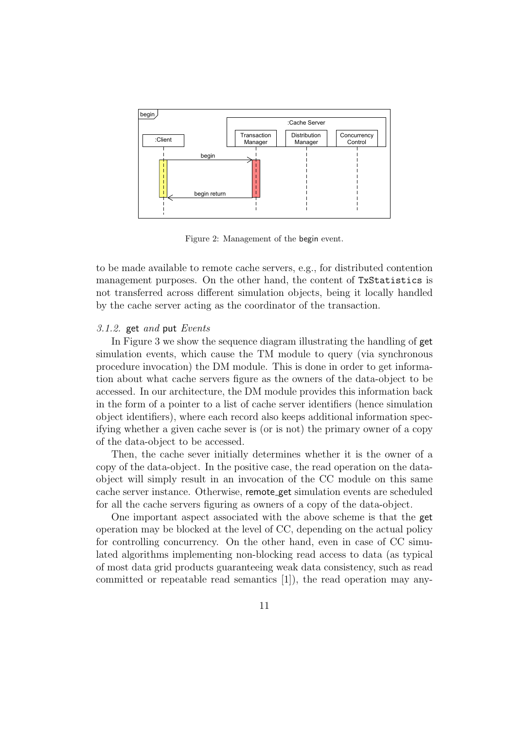Figure 2: Management of the begin event.

to be made available to remote cache servers, e.g., for distributed contention management purposes. On the other hand, the content of TxStatistics is not transferred across different simulation objects, being it locally handled by the cache server acting as the coordinator of the transaction.

### *3.1.2.* get *and* put *Events*

In Figure 3 we show the sequence diagram illustrating the handling of get simulation events, which cause the TM module to query (via synchronous procedure invocation) the DM module. This is done in order to get information about what cache servers figure as the owners of the data-object to be accessed. In our architecture, the DM module provides this information back in the form of a pointer to a list of cache server identifiers (hence simulation object identifiers), where each record also keeps additional information specifying whether a given cache sever is (or is not) the primary owner of a copy of the data-object to be accessed.

Then, the cache sever initially determines whether it is the owner of a copy of the data-object. In the positive case, the read operation on the data-object will simply result in an invocation of the CC module on this same cache server instance. Otherwise, remote_get simulation events are scheduled for all the cache servers figuring as owners of a copy of the data-object.

One important aspect associated with the above scheme is that the get operation may be blocked at the level of CC, depending on the actual policy for controlling concurrency. On the other hand, even in case of CC simulated algorithms implementing non-blocking read access to data (as typical of most data grid products guaranteeing weak data consistency, such as read committed or repeatable read semantics [1]), the read operation may any-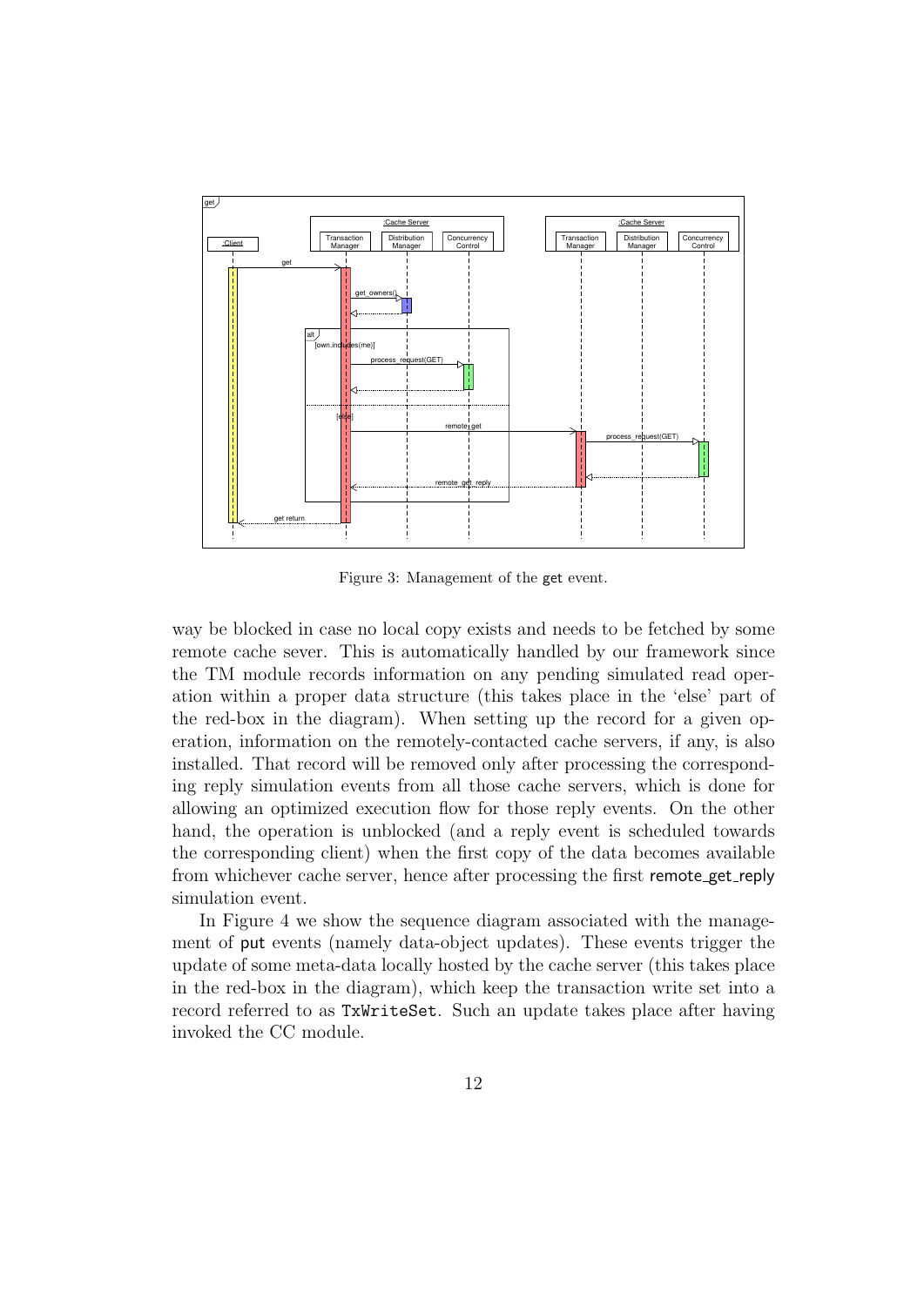Figure 3: Management of the get event.

way be blocked in case no local copy exists and needs to be fetched by some remote cache sever. This is automatically handled by our framework since the TM module records information on any pending simulated read operation within a proper data structure (this takes place in the 'else' part of the red-box in the diagram). When setting up the record for a given operation, information on the remotely-contacted cache servers, if any, is also installed. That record will be removed only after processing the corresponding reply simulation events from all those cache servers, which is done for allowing an optimized execution flow for those reply events. On the other hand, the operation is unblocked (and a reply event is scheduled towards the corresponding client) when the first copy of the data becomes available from whichever cache server, hence after processing the first remote_get_reply simulation event.

In Figure 4 we show the sequence diagram associated with the management of put events (namely data-object updates). These events trigger the update of some meta-data locally hosted by the cache server (this takes place in the red-box in the diagram), which keep the transaction write set into a record referred to as `TxWriteSet`. Such an update takes place after having invoked the CC module.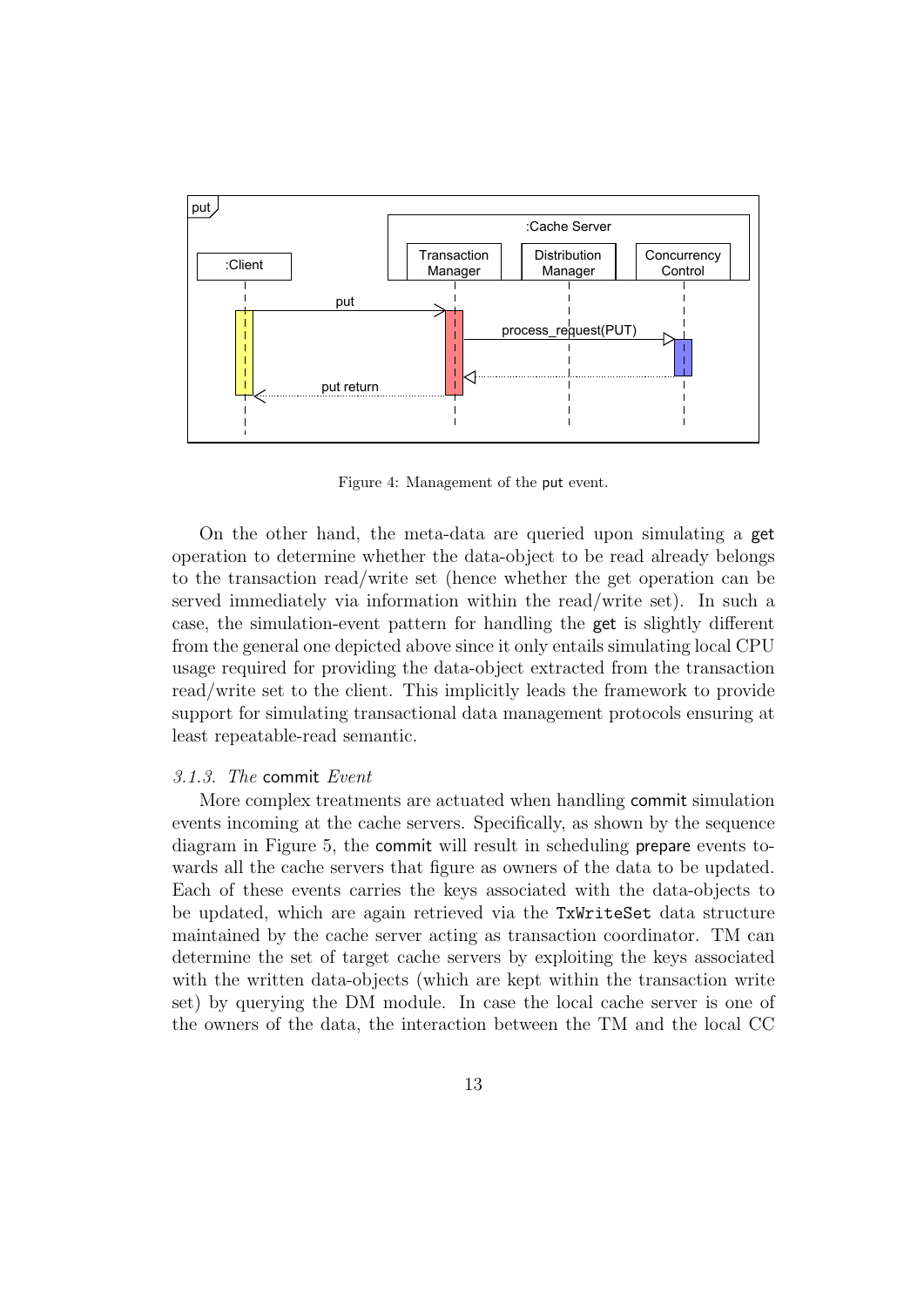Figure 4: Management of the `put` event.

On the other hand, the meta-data are queried upon simulating a get operation to determine whether the data-object to be read already belongs to the transaction read/write set (hence whether the get operation can be served immediately via information within the read/write set). In such a case, the simulation-event pattern for handling the get is slightly different from the general one depicted above since it only entails simulating local CPU usage required for providing the data-object extracted from the transaction read/write set to the client. This implicitly leads the framework to provide support for simulating transactional data management protocols ensuring at least repeatable-read semantic.

### *3.1.3. The* commit *Event*

More complex treatments are actuated when handling commit simulation events incoming at the cache servers. Specifically, as shown by the sequence diagram in Figure 5, the commit will result in scheduling prepare events towards all the cache servers that figure as owners of the data to be updated. Each of these events carries the keys associated with the data-objects to be updated, which are again retrieved via the `TxWriteSet` data structure maintained by the cache server acting as transaction coordinator. TM can determine the set of target cache servers by exploiting the keys associated with the written data-objects (which are kept within the transaction write set) by querying the DM module. In case the local cache server is one of the owners of the data, the interaction between the TM and the local CC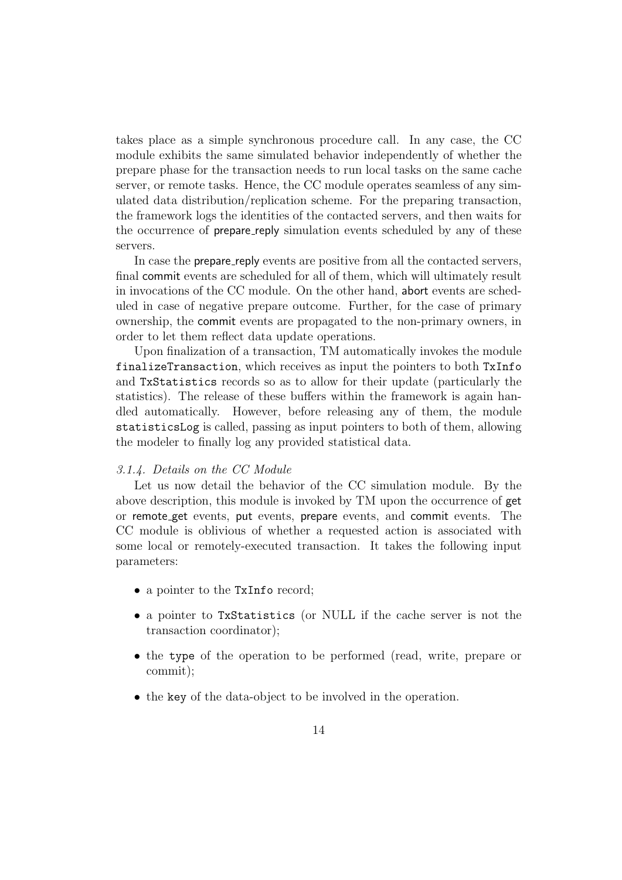takes place as a simple synchronous procedure call. In any case, the CC module exhibits the same simulated behavior independently of whether the prepare phase for the transaction needs to run local tasks on the same cache server, or remote tasks. Hence, the CC module operates seamless of any simulated data distribution/replication scheme. For the preparing transaction, the framework logs the identities of the contacted servers, and then waits for the occurrence of prepare_reply simulation events scheduled by any of these servers.

In case the prepare_reply events are positive from all the contacted servers, final commit events are scheduled for all of them, which will ultimately result in invocations of the CC module. On the other hand, abort events are scheduled in case of negative prepare outcome. Further, for the case of primary ownership, the commit events are propagated to the non-primary owners, in order to let them reflect data update operations.

Upon finalization of a transaction, TM automatically invokes the module `finalizeTransaction`, which receives as input the pointers to both `TxInfo` and `TxStatistics` records so as to allow for their update (particularly the statistics). The release of these buffers within the framework is again handled automatically. However, before releasing any of them, the module `statisticsLog` is called, passing as input pointers to both of them, allowing the modeler to finally log any provided statistical data.

#### *3.1.4. Details on the CC Module*

Let us now detail the behavior of the CC simulation module. By the above description, this module is invoked by TM upon the occurrence of get or remote_get events, put events, prepare events, and commit events. The CC module is oblivious of whether a requested action is associated with some local or remotely-executed transaction. It takes the following input parameters:

- a pointer to the `TxInfo` record;
- a pointer to `TxStatistics` (or NULL if the cache server is not the transaction coordinator);
- the `type` of the operation to be performed (read, write, prepare or commit);
- the `key` of the data-object to be involved in the operation.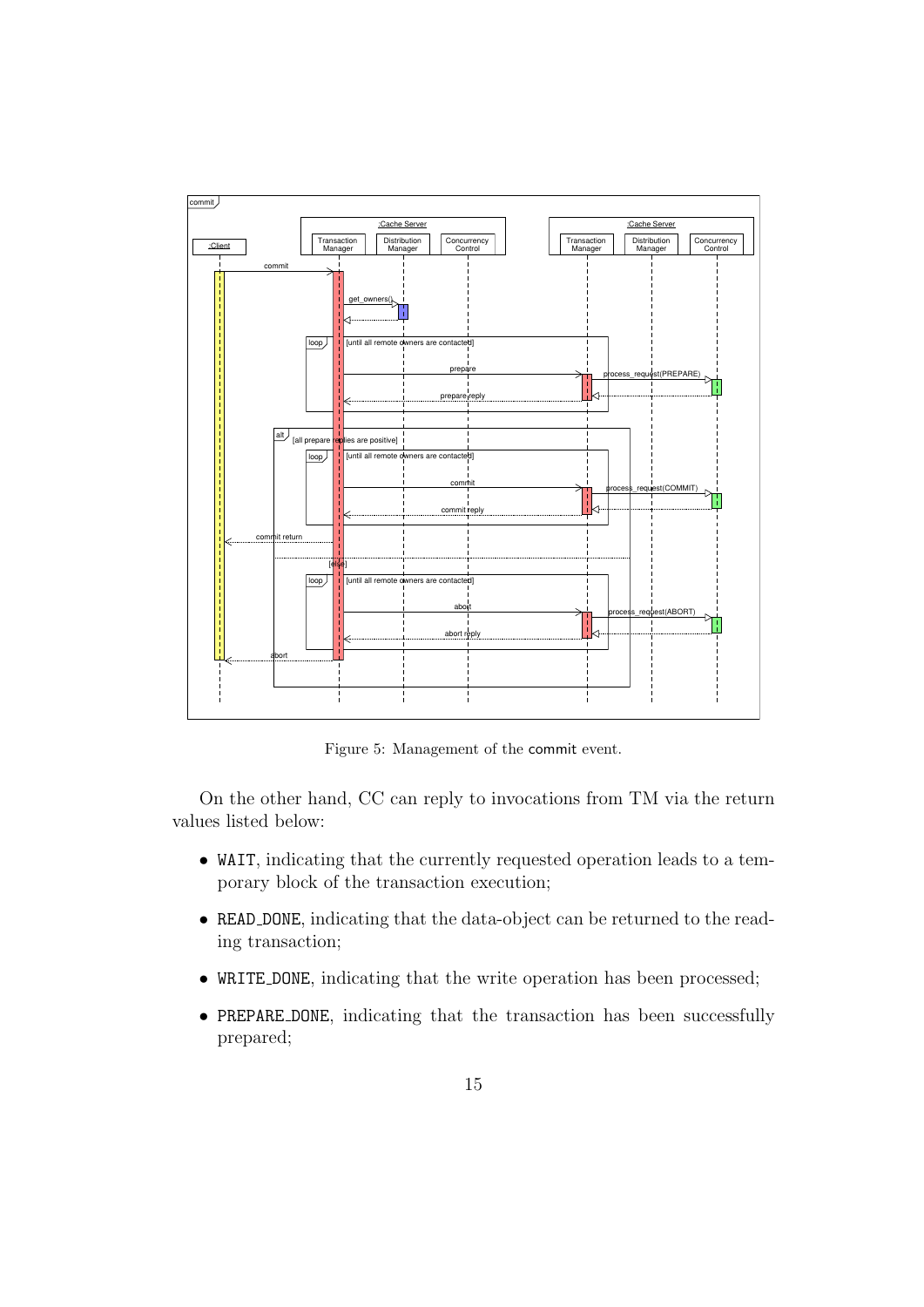Figure 5: Management of the commit event.

On the other hand, CC can reply to invocations from TM via the return values listed below:

- WAIT, indicating that the currently requested operation leads to a temporary block of the transaction execution;
- READ_DONE, indicating that the data-object can be returned to the reading transaction;
- WRITE_DONE, indicating that the write operation has been processed;
- PREPARE_DONE, indicating that the transaction has been successfully prepared;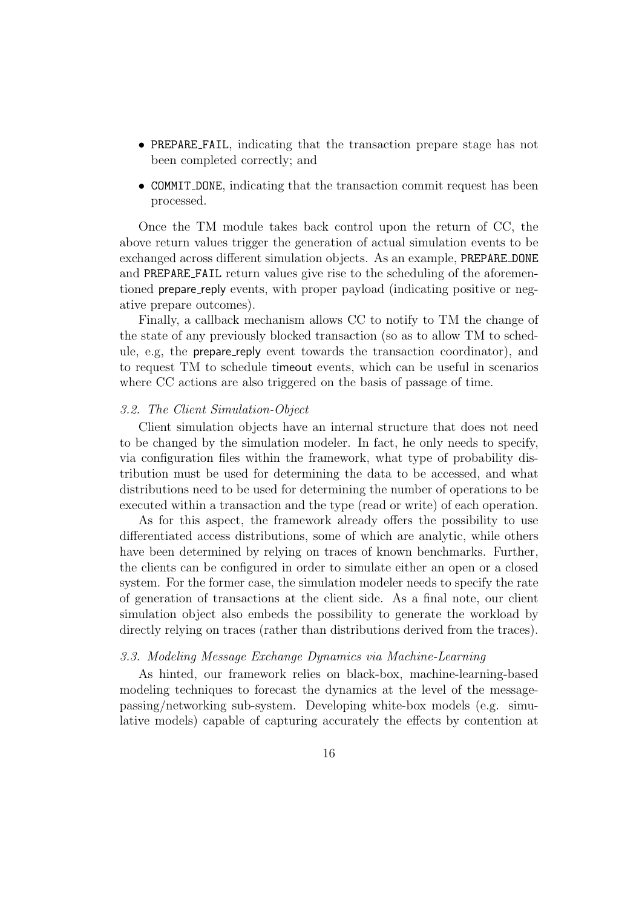- `PREPARE_FAIL`, indicating that the transaction prepare stage has not been completed correctly; and
- `COMMIT_DONE`, indicating that the transaction commit request has been processed.

Once the TM module takes back control upon the return of CC, the above return values trigger the generation of actual simulation events to be exchanged across different simulation objects. As an example, `PREPARE_DONE` and `PREPARE_FAIL` return values give rise to the scheduling of the aforementioned prepare_reply events, with proper payload (indicating positive or negative prepare outcomes).

Finally, a callback mechanism allows CC to notify to TM the change of the state of any previously blocked transaction (so as to allow TM to schedule, e.g, the prepare_reply event towards the transaction coordinator), and to request TM to schedule timeout events, which can be useful in scenarios where CC actions are also triggered on the basis of passage of time.

### *3.2. The Client Simulation-Object*

Client simulation objects have an internal structure that does not need to be changed by the simulation modeler. In fact, he only needs to specify, via configuration files within the framework, what type of probability distribution must be used for determining the data to be accessed, and what distributions need to be used for determining the number of operations to be executed within a transaction and the type (read or write) of each operation.

As for this aspect, the framework already offers the possibility to use differentiated access distributions, some of which are analytic, while others have been determined by relying on traces of known benchmarks. Further, the clients can be configured in order to simulate either an open or a closed system. For the former case, the simulation modeler needs to specify the rate of generation of transactions at the client side. As a final note, our client simulation object also embeds the possibility to generate the workload by directly relying on traces (rather than distributions derived from the traces).

### *3.3. Modeling Message Exchange Dynamics via Machine-Learning*

As hinted, our framework relies on black-box, machine-learning-based modeling techniques to forecast the dynamics at the level of the message-passing/networking sub-system. Developing white-box models (e.g. simulative models) capable of capturing accurately the effects by contention at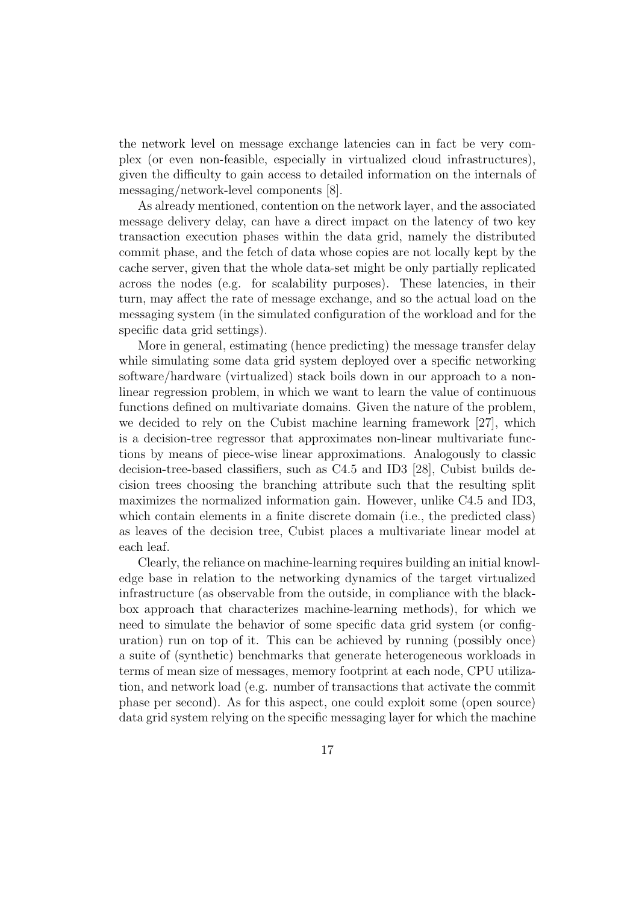the network level on message exchange latencies can in fact be very complex (or even non-feasible, especially in virtualized cloud infrastructures), given the difficulty to gain access to detailed information on the internals of messaging/network-level components [8].

As already mentioned, contention on the network layer, and the associated message delivery delay, can have a direct impact on the latency of two key transaction execution phases within the data grid, namely the distributed commit phase, and the fetch of data whose copies are not locally kept by the cache server, given that the whole data-set might be only partially replicated across the nodes (e.g. for scalability purposes). These latencies, in their turn, may affect the rate of message exchange, and so the actual load on the messaging system (in the simulated configuration of the workload and for the specific data grid settings).

More in general, estimating (hence predicting) the message transfer delay while simulating some data grid system deployed over a specific networking software/hardware (virtualized) stack boils down in our approach to a non-linear regression problem, in which we want to learn the value of continuous functions defined on multivariate domains. Given the nature of the problem, we decided to rely on the Cubist machine learning framework [27], which is a decision-tree regressor that approximates non-linear multivariate functions by means of piece-wise linear approximations. Analogously to classic decision-tree-based classifiers, such as C4.5 and ID3 [28], Cubist builds decision trees choosing the branching attribute such that the resulting split maximizes the normalized information gain. However, unlike C4.5 and ID3, which contain elements in a finite discrete domain (i.e., the predicted class) as leaves of the decision tree, Cubist places a multivariate linear model at each leaf.

Clearly, the reliance on machine-learning requires building an initial knowledge base in relation to the networking dynamics of the target virtualized infrastructure (as observable from the outside, in compliance with the black-box approach that characterizes machine-learning methods), for which we need to simulate the behavior of some specific data grid system (or configuration) run on top of it. This can be achieved by running (possibly once) a suite of (synthetic) benchmarks that generate heterogeneous workloads in terms of mean size of messages, memory footprint at each node, CPU utilization, and network load (e.g. number of transactions that activate the commit phase per second). As for this aspect, one could exploit some (open source) data grid system relying on the specific messaging layer for which the machine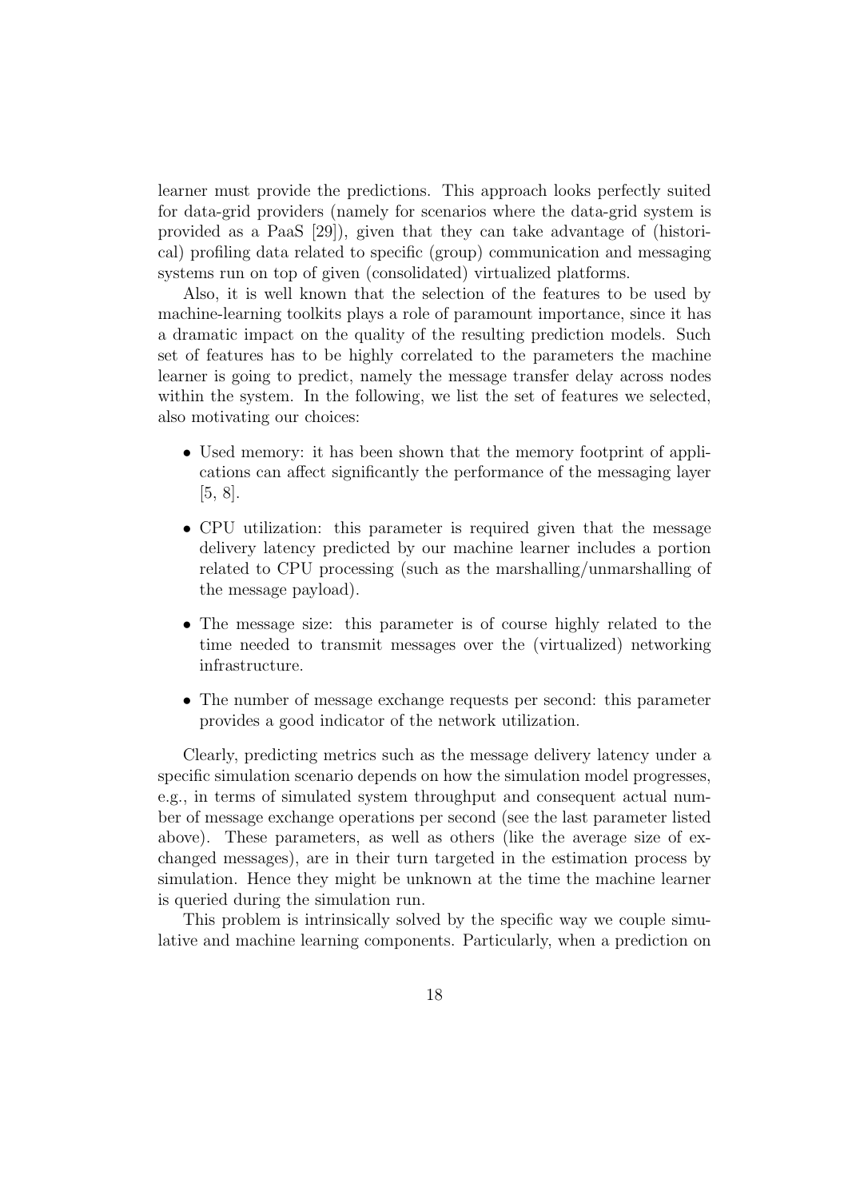learner must provide the predictions. This approach looks perfectly suited for data-grid providers (namely for scenarios where the data-grid system is provided as a PaaS [29]), given that they can take advantage of (historical) profiling data related to specific (group) communication and messaging systems run on top of given (consolidated) virtualized platforms.

Also, it is well known that the selection of the features to be used by machine-learning toolkits plays a role of paramount importance, since it has a dramatic impact on the quality of the resulting prediction models. Such set of features has to be highly correlated to the parameters the machine learner is going to predict, namely the message transfer delay across nodes within the system. In the following, we list the set of features we selected, also motivating our choices:

- Used memory: it has been shown that the memory footprint of applications can affect significantly the performance of the messaging layer [5, 8].
- CPU utilization: this parameter is required given that the message delivery latency predicted by our machine learner includes a portion related to CPU processing (such as the marshalling/unmarshalling of the message payload).
- The message size: this parameter is of course highly related to the time needed to transmit messages over the (virtualized) networking infrastructure.
- The number of message exchange requests per second: this parameter provides a good indicator of the network utilization.

Clearly, predicting metrics such as the message delivery latency under a specific simulation scenario depends on how the simulation model progresses, e.g., in terms of simulated system throughput and consequent actual number of message exchange operations per second (see the last parameter listed above). These parameters, as well as others (like the average size of exchanged messages), are in their turn targeted in the estimation process by simulation. Hence they might be unknown at the time the machine learner is queried during the simulation run.

This problem is intrinsically solved by the specific way we couple simulative and machine learning components. Particularly, when a prediction on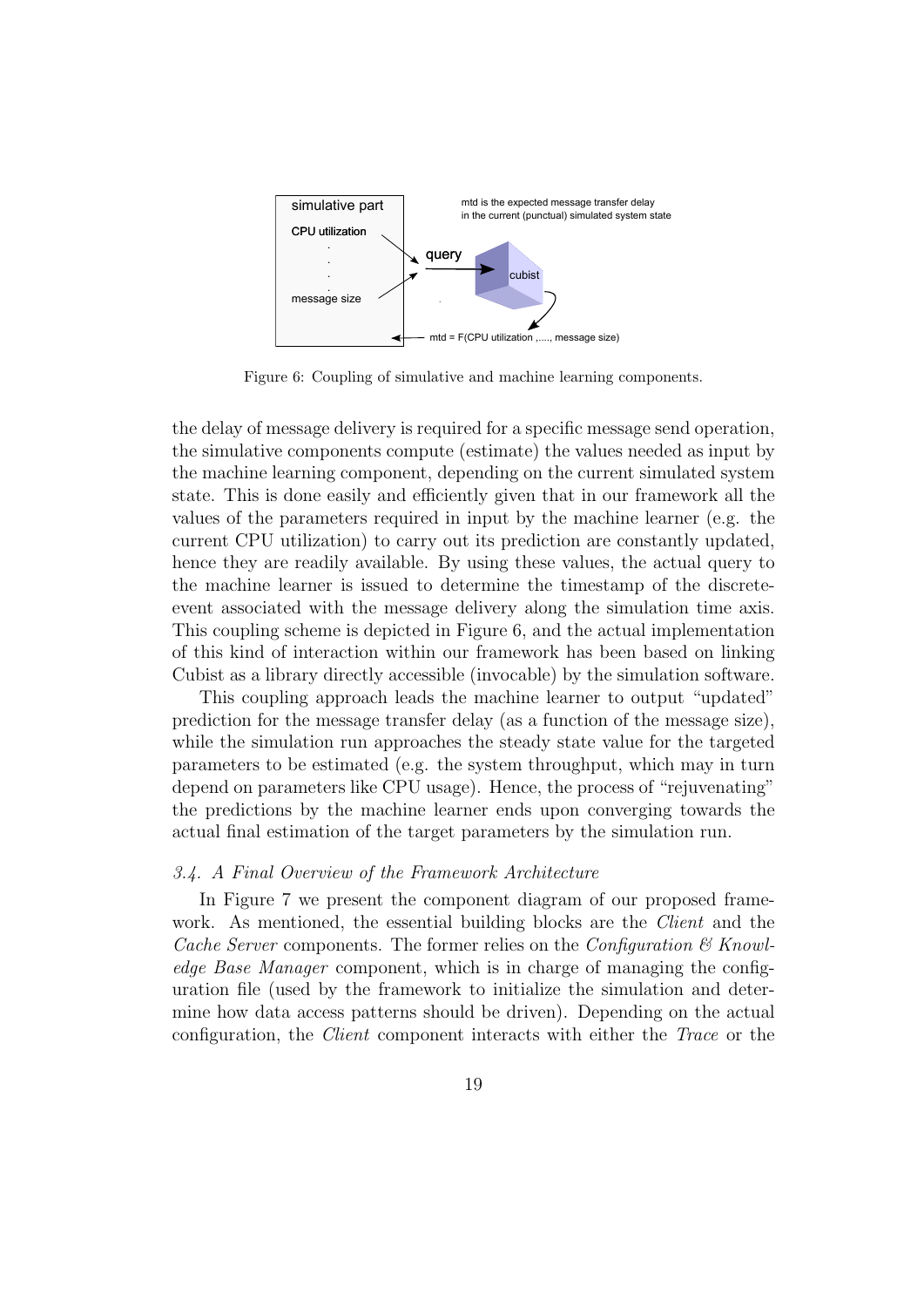Figure 6: Coupling of simulative and machine learning components.

the delay of message delivery is required for a specific message send operation, the simulative components compute (estimate) the values needed as input by the machine learning component, depending on the current simulated system state. This is done easily and efficiently given that in our framework all the values of the parameters required in input by the machine learner (e.g. the current CPU utilization) to carry out its prediction are constantly updated, hence they are readily available. By using these values, the actual query to the machine learner is issued to determine the timestamp of the discrete-event associated with the message delivery along the simulation time axis. This coupling scheme is depicted in Figure 6, and the actual implementation of this kind of interaction within our framework has been based on linking Cubist as a library directly accessible (invocable) by the simulation software.

This coupling approach leads the machine learner to output "updated" prediction for the message transfer delay (as a function of the message size), while the simulation run approaches the steady state value for the targeted parameters to be estimated (e.g. the system throughput, which may in turn depend on parameters like CPU usage). Hence, the process of "rejuvenating" the predictions by the machine learner ends upon converging towards the actual final estimation of the target parameters by the simulation run.

### *3.4. A Final Overview of the Framework Architecture*

In Figure 7 we present the component diagram of our proposed framework. As mentioned, the essential building blocks are the *Client* and the *Cache Server* components. The former relies on the *Configuration & Knowledge Base Manager* component, which is in charge of managing the configuration file (used by the framework to initialize the simulation and determine how data access patterns should be driven). Depending on the actual configuration, the *Client* component interacts with either the *Trace* or the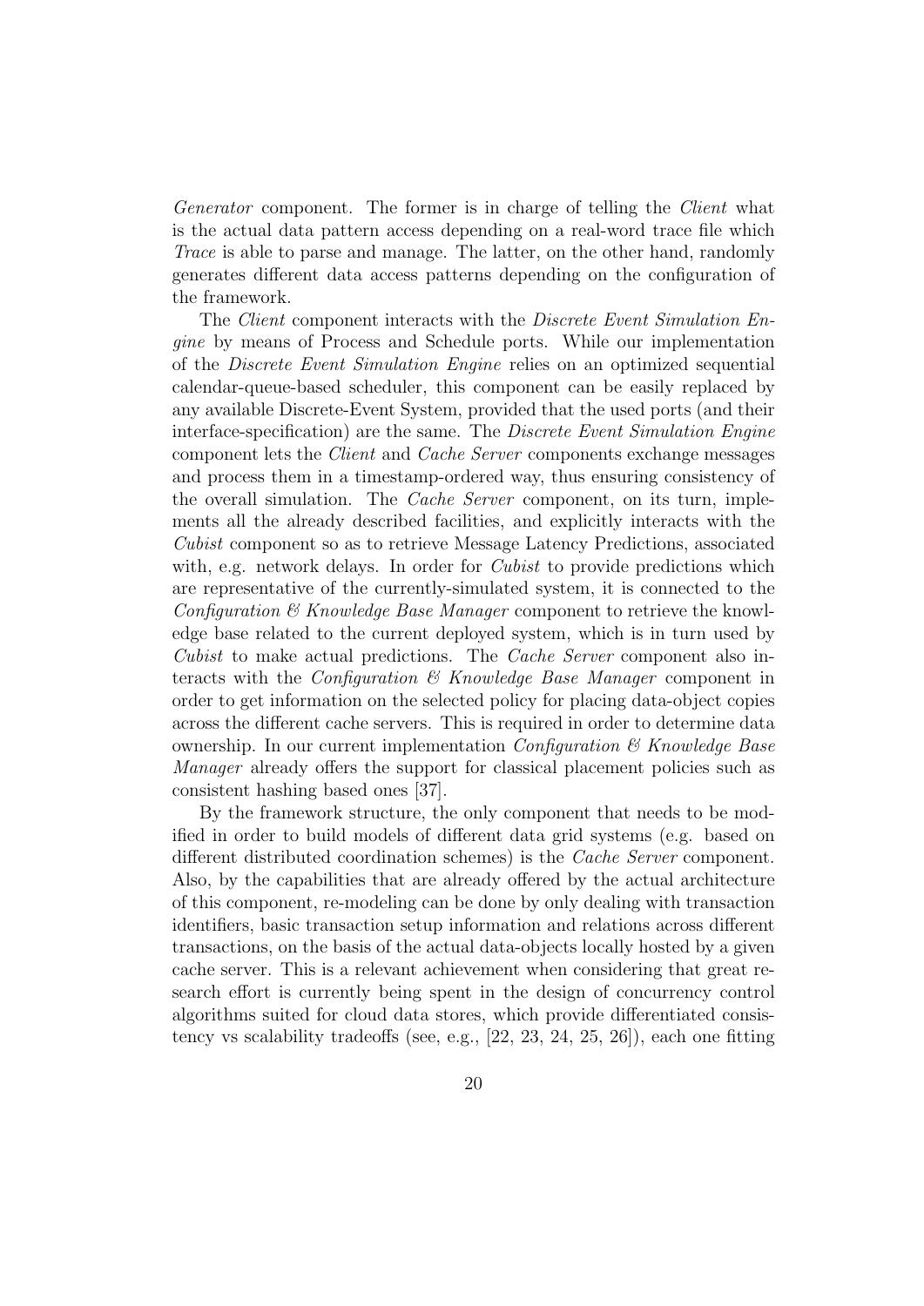*Generator* component. The former is in charge of telling the *Client* what is the actual data pattern access depending on a real-word trace file which *Trace* is able to parse and manage. The latter, on the other hand, randomly generates different data access patterns depending on the configuration of the framework.

The *Client* component interacts with the *Discrete Event Simulation Engine* by means of Process and Schedule ports. While our implementation of the *Discrete Event Simulation Engine* relies on an optimized sequential calendar-queue-based scheduler, this component can be easily replaced by any available Discrete-Event System, provided that the used ports (and their interface-specification) are the same. The *Discrete Event Simulation Engine* component lets the *Client* and *Cache Server* components exchange messages and process them in a timestamp-ordered way, thus ensuring consistency of the overall simulation. The *Cache Server* component, on its turn, implements all the already described facilities, and explicitly interacts with the *Cubist* component so as to retrieve Message Latency Predictions, associated with, e.g. network delays. In order for *Cubist* to provide predictions which are representative of the currently-simulated system, it is connected to the *Configuration & Knowledge Base Manager* component to retrieve the knowledge base related to the current deployed system, which is in turn used by *Cubist* to make actual predictions. The *Cache Server* component also interacts with the *Configuration & Knowledge Base Manager* component in order to get information on the selected policy for placing data-object copies across the different cache servers. This is required in order to determine data ownership. In our current implementation *Configuration & Knowledge Base Manager* already offers the support for classical placement policies such as consistent hashing based ones [37].

By the framework structure, the only component that needs to be modified in order to build models of different data grid systems (e.g. based on different distributed coordination schemes) is the *Cache Server* component. Also, by the capabilities that are already offered by the actual architecture of this component, re-modeling can be done by only dealing with transaction identifiers, basic transaction setup information and relations across different transactions, on the basis of the actual data-objects locally hosted by a given cache server. This is a relevant achievement when considering that great research effort is currently being spent in the design of concurrency control algorithms suited for cloud data stores, which provide differentiated consistency vs scalability tradeoffs (see, e.g., [22, 23, 24, 25, 26]), each one fitting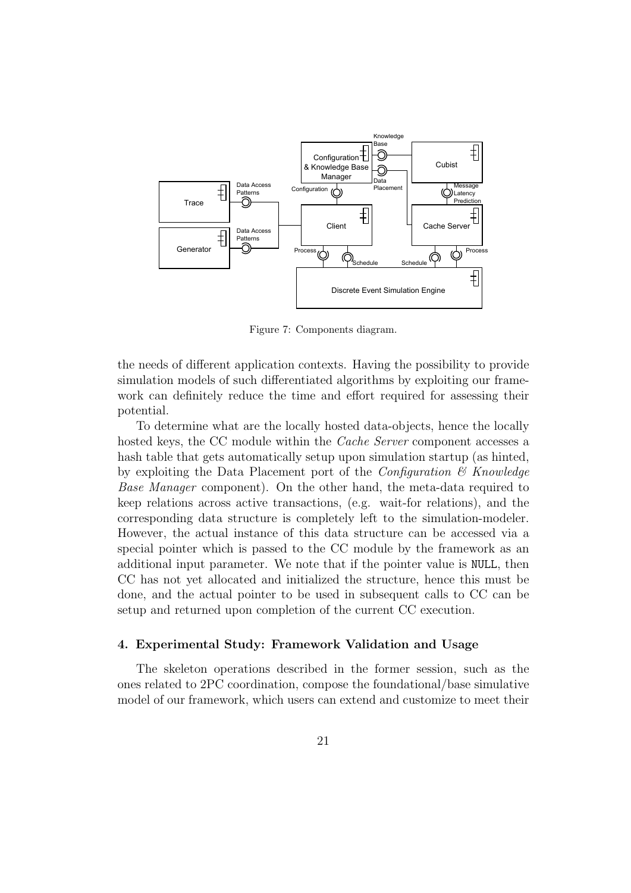Figure 7: Components diagram.

the needs of different application contexts. Having the possibility to provide simulation models of such differentiated algorithms by exploiting our framework can definitely reduce the time and effort required for assessing their potential.

To determine what are the locally hosted data-objects, hence the locally hosted keys, the CC module within the *Cache Server* component accesses a hash table that gets automatically setup upon simulation startup (as hinted, by exploiting the Data Placement port of the *Configuration & Knowledge Base Manager* component). On the other hand, the meta-data required to keep relations across active transactions, (e.g. wait-for relations), and the corresponding data structure is completely left to the simulation-modeler. However, the actual instance of this data structure can be accessed via a special pointer which is passed to the CC module by the framework as an additional input parameter. We note that if the pointer value is `NULL`, then CC has not yet allocated and initialized the structure, hence this must be done, and the actual pointer to be used in subsequent calls to CC can be setup and returned upon completion of the current CC execution.

## 4. Experimental Study: Framework Validation and Usage

The skeleton operations described in the former session, such as the ones related to 2PC coordination, compose the foundational/base simulative model of our framework, which users can extend and customize to meet their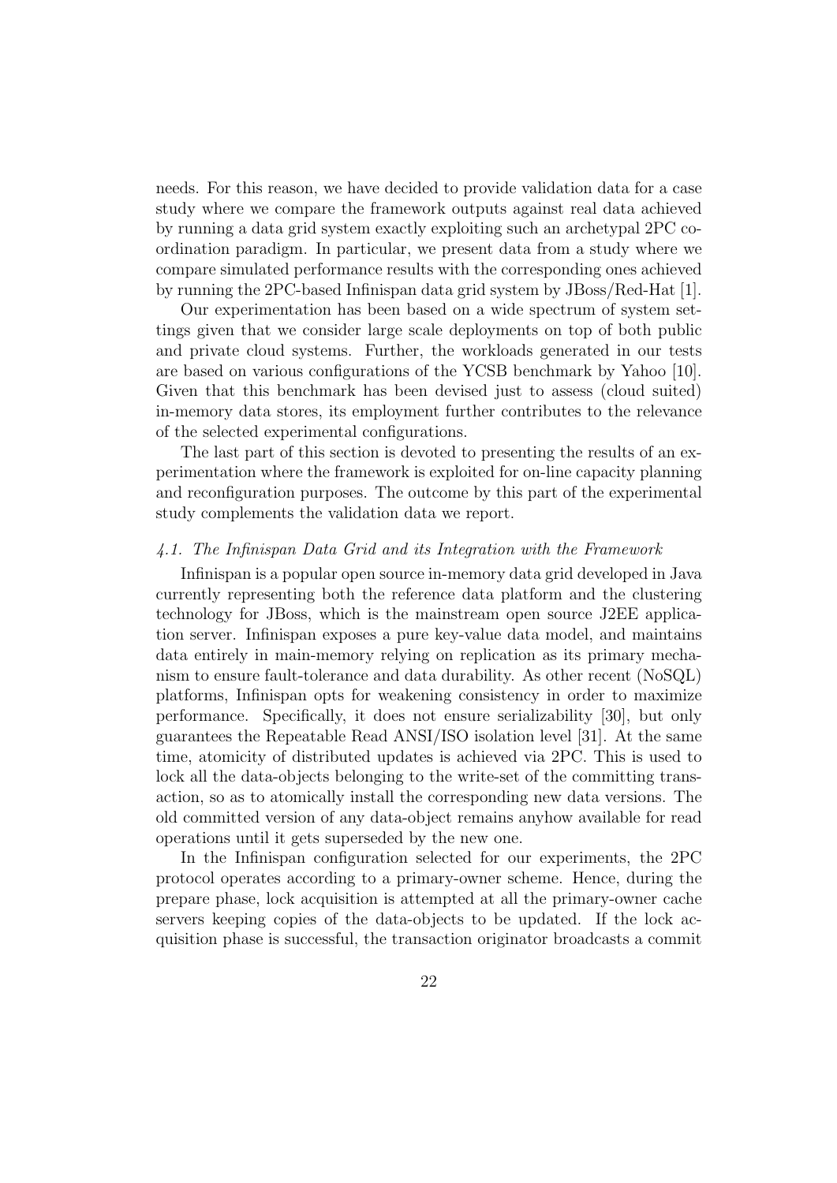needs. For this reason, we have decided to provide validation data for a case study where we compare the framework outputs against real data achieved by running a data grid system exactly exploiting such an archetypal 2PC coordination paradigm. In particular, we present data from a study where we compare simulated performance results with the corresponding ones achieved by running the 2PC-based Infinispan data grid system by JBoss/Red-Hat [1].

Our experimentation has been based on a wide spectrum of system settings given that we consider large scale deployments on top of both public and private cloud systems. Further, the workloads generated in our tests are based on various configurations of the YCSB benchmark by Yahoo [10]. Given that this benchmark has been devised just to assess (cloud suited) in-memory data stores, its employment further contributes to the relevance of the selected experimental configurations.

The last part of this section is devoted to presenting the results of an experimentation where the framework is exploited for on-line capacity planning and reconfiguration purposes. The outcome by this part of the experimental study complements the validation data we report.

### *4.1. The Infinispan Data Grid and its Integration with the Framework*

Infinispan is a popular open source in-memory data grid developed in Java currently representing both the reference data platform and the clustering technology for JBoss, which is the mainstream open source J2EE application server. Infinispan exposes a pure key-value data model, and maintains data entirely in main-memory relying on replication as its primary mechanism to ensure fault-tolerance and data durability. As other recent (NoSQL) platforms, Infinispan opts for weakening consistency in order to maximize performance. Specifically, it does not ensure serializability [30], but only guarantees the Repeatable Read ANSI/ISO isolation level [31]. At the same time, atomicity of distributed updates is achieved via 2PC. This is used to lock all the data-objects belonging to the write-set of the committing transaction, so as to atomically install the corresponding new data versions. The old committed version of any data-object remains anyhow available for read operations until it gets superseded by the new one.

In the Infinispan configuration selected for our experiments, the 2PC protocol operates according to a primary-owner scheme. Hence, during the prepare phase, lock acquisition is attempted at all the primary-owner cache servers keeping copies of the data-objects to be updated. If the lock acquisition phase is successful, the transaction originator broadcasts a commit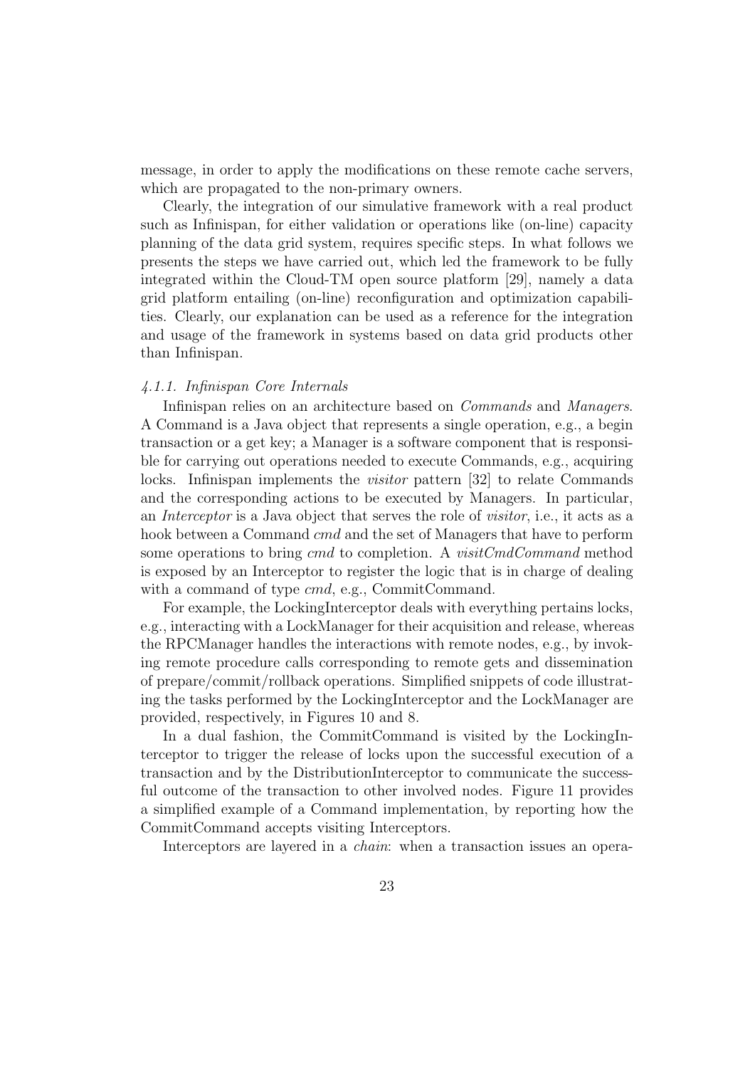message, in order to apply the modifications on these remote cache servers, which are propagated to the non-primary owners.

Clearly, the integration of our simulative framework with a real product such as Infinispan, for either validation or operations like (on-line) capacity planning of the data grid system, requires specific steps. In what follows we presents the steps we have carried out, which led the framework to be fully integrated within the Cloud-TM open source platform [29], namely a data grid platform entailing (on-line) reconfiguration and optimization capabilities. Clearly, our explanation can be used as a reference for the integration and usage of the framework in systems based on data grid products other than Infinispan.

#### *4.1.1. Infinispan Core Internals*

Infinispan relies on an architecture based on *Commands* and *Managers*. A Command is a Java object that represents a single operation, e.g., a begin transaction or a get key; a Manager is a software component that is responsible for carrying out operations needed to execute Commands, e.g., acquiring locks. Infinispan implements the *visitor* pattern [32] to relate Commands and the corresponding actions to be executed by Managers. In particular, an *Interceptor* is a Java object that serves the role of *visitor*, i.e., it acts as a hook between a Command *cmd* and the set of Managers that have to perform some operations to bring *cmd* to completion. A *visitCmdCommand* method is exposed by an Interceptor to register the logic that is in charge of dealing with a command of type *cmd*, e.g., CommitCommand.

For example, the LockingInterceptor deals with everything pertains locks, e.g., interacting with a LockManager for their acquisition and release, whereas the RPCManager handles the interactions with remote nodes, e.g., by invoking remote procedure calls corresponding to remote gets and dissemination of prepare/commit/rollback operations. Simplified snippets of code illustrating the tasks performed by the LockingInterceptor and the LockManager are provided, respectively, in Figures 10 and 8.

In a dual fashion, the CommitCommand is visited by the LockingInterceptor to trigger the release of locks upon the successful execution of a transaction and by the DistributionInterceptor to communicate the successful outcome of the transaction to other involved nodes. Figure 11 provides a simplified example of a Command implementation, by reporting how the CommitCommand accepts visiting Interceptors.

Interceptors are layered in a *chain*: when a transaction issues an opera-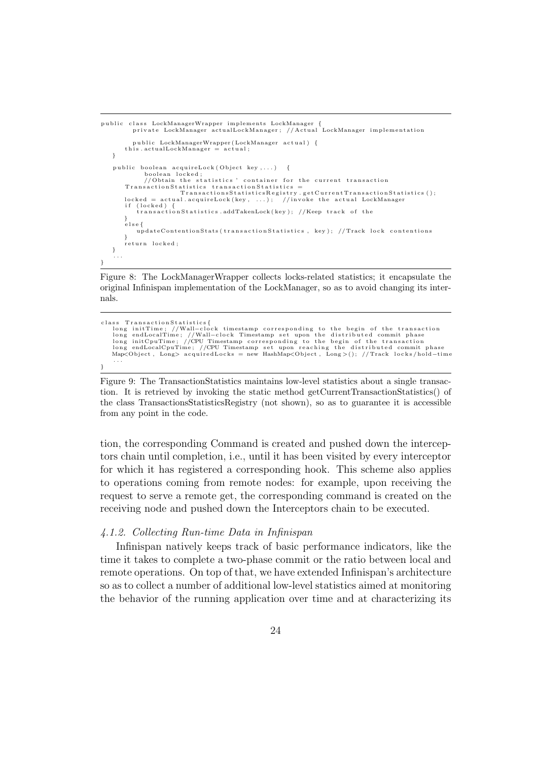```java
public class LockManagerWrapper implements LockManager {
        private LockManager actualLockManager; //Actual LockManager implementation

        public LockManagerWrapper(LockManager actual) {
      this.actualLockManager = actual;
   }

   public boolean acquireLock(Object key,...)  {
           boolean locked;
           //Obtain the statistics' container for the current transaction
      TransactionStatistics transactionStatistics =
                    TransactionsStatisticsRegistry.getCurrentTransactionStatistics();
      locked = actual.acquireLock(key, ...);  //invoke the actual LockManager
      if (locked) {
         transactionStatistics.addTakenLock(key); //Keep track of the
      }
      else{
         updateContentionStats(transactionStatistics, key); //Track lock contentions
      }
      return locked;
   }
   ...
}
```

Figure 8: The LockManagerWrapper collects locks-related statistics; it encapsulate the original Infinispan implementation of the LockManager, so as to avoid changing its internals.

```java
class TransactionStatistics{
   long initTime; //Wall-clock timestamp corresponding to the begin of the transaction
   long endLocalTime; //Wall-clock Timestamp set upon the distributed commit phase
   long initCpuTime; //CPU Timestamp corresponding to the begin of the transaction
   long endLocalCpuTime; //CPU Timestamp set upon reaching the distributed commit phase
   Map<Object, Long> acquiredLocks = new HashMap<Object, Long>(); //Track locks/hold-time
   ...
}
```

Figure 9: The TransactionStatistics maintains low-level statistics about a single transaction. It is retrieved by invoking the static method getCurrentTransactionStatistics() of the class TransactionsStatisticsRegistry (not shown), so as to guarantee it is accessible from any point in the code.

tion, the corresponding Command is created and pushed down the interceptors chain until completion, i.e., until it has been visited by every interceptor for which it has registered a corresponding hook. This scheme also applies to operations coming from remote nodes: for example, upon receiving the request to serve a remote get, the corresponding command is created on the receiving node and pushed down the Interceptors chain to be executed.

#### *4.1.2. Collecting Run-time Data in Infinispan*

Infinispan natively keeps track of basic performance indicators, like the time it takes to complete a two-phase commit or the ratio between local and remote operations. On top of that, we have extended Infinispan's architecture so as to collect a number of additional low-level statistics aimed at monitoring the behavior of the running application over time and at characterizing its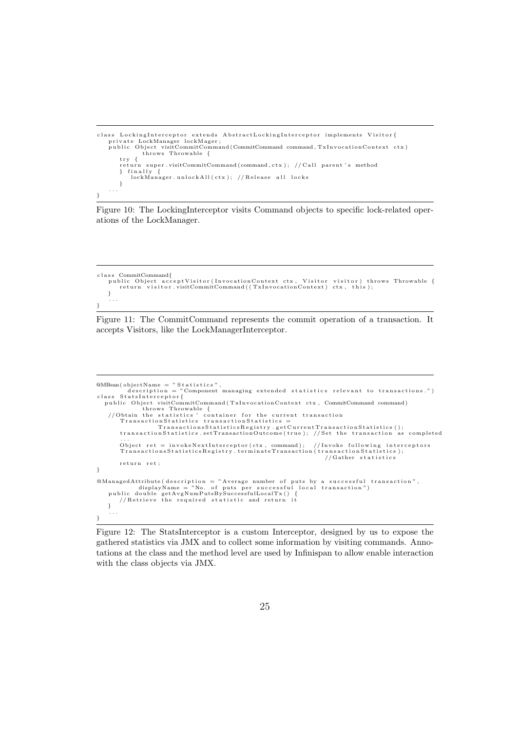```
class LockingInterceptor extends AbstractLockingInterceptor implements Visitor{
   private LockManager lockMager;
   public Object visitCommitCommand(CommitCommand command,TxInvocationContext ctx)
            throws Throwable {
      try {
      return super.visitCommitCommand(command,ctx); //Call parent's method
      } finally {
         lockManager.unlockAll(ctx); //Release all locks
      }
   ...
}
```

Figure 10: The LockingInterceptor visits Command objects to specific lock-related operations of the LockManager.

```
class CommitCommand{
   public Object acceptVisitor(InvocationContext ctx, Visitor visitor) throws Throwable {
      return visitor.visitCommitCommand((TxInvocationContext) ctx, this);
   }
   ...
}
```

Figure 11: The CommitCommand represents the commit operation of a transaction. It accepts Visitors, like the LockManagerInterceptor.

```
@MBean(objectName = "Statistics",
       description = "Component managing extended statistics relevant to transactions.")
class StatsInterceptor{
  public Object visitCommitCommand(TxInvocationContext ctx, CommitCommand command)
            throws Throwable {
   //Obtain the statistics' container for the current transaction
      TransactionStatistics transactionStatistics =
               TransactionsStatisticsRegistry.getCurrentTransactionStatistics();
      transactionStatistics.setTransactionOutcome(true); //Set the transaction as completed
      ...
      Object ret = invokeNextInterceptor(ctx, command);  //Invoke following interceptors
      TransactionsStatisticsRegistry.terminateTransaction(transactionStatistics);
                                                            //Gather statistics
      return ret;
}

@ManagedAttribute(description = "Average number of puts by a successful transaction",
          displayName = "No. of puts per successful local transaction")
   public double getAvgNumPutsBySuccessfulLocalTx() {
      //Retrieve the required statistic and return it
   }
   ...
}
```

Figure 12: The StatsInterceptor is a custom Interceptor, designed by us to expose the gathered statistics via JMX and to collect some information by visiting commands. Annotations at the class and the method level are used by Infinispan to allow enable interaction with the class objects via JMX.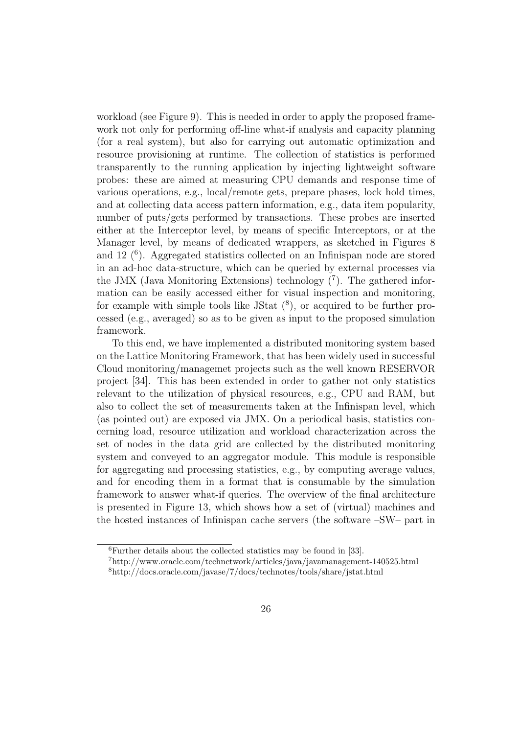workload (see Figure 9). This is needed in order to apply the proposed framework not only for performing off-line what-if analysis and capacity planning (for a real system), but also for carrying out automatic optimization and resource provisioning at runtime. The collection of statistics is performed transparently to the running application by injecting lightweight software probes: these are aimed at measuring CPU demands and response time of various operations, e.g., local/remote gets, prepare phases, lock hold times, and at collecting data access pattern information, e.g., data item popularity, number of puts/gets performed by transactions. These probes are inserted either at the Interceptor level, by means of specific Interceptors, or at the Manager level, by means of dedicated wrappers, as sketched in Figures 8 and 12 ([6]). Aggregated statistics collected on an Infinispan node are stored in an ad-hoc data-structure, which can be queried by external processes via the JMX (Java Monitoring Extensions) technology ([7]). The gathered information can be easily accessed either for visual inspection and monitoring, for example with simple tools like JStat ([8]), or acquired to be further processed (e.g., averaged) so as to be given as input to the proposed simulation framework.

To this end, we have implemented a distributed monitoring system based on the Lattice Monitoring Framework, that has been widely used in successful Cloud monitoring/managemet projects such as the well known RESERVOR project [34]. This has been extended in order to gather not only statistics relevant to the utilization of physical resources, e.g., CPU and RAM, but also to collect the set of measurements taken at the Infinispan level, which (as pointed out) are exposed via JMX. On a periodical basis, statistics concerning load, resource utilization and workload characterization across the set of nodes in the data grid are collected by the distributed monitoring system and conveyed to an aggregator module. This module is responsible for aggregating and processing statistics, e.g., by computing average values, and for encoding them in a format that is consumable by the simulation framework to answer what-if queries. The overview of the final architecture is presented in Figure 13, which shows how a set of (virtual) machines and the hosted instances of Infinispan cache servers (the software –SW– part in

[6] Further details about the collected statistics may be found in [33].

[7] http://www.oracle.com/technetwork/articles/java/javamanagement-140525.html

[8] http://docs.oracle.com/javase/7/docs/technotes/tools/share/jstat.html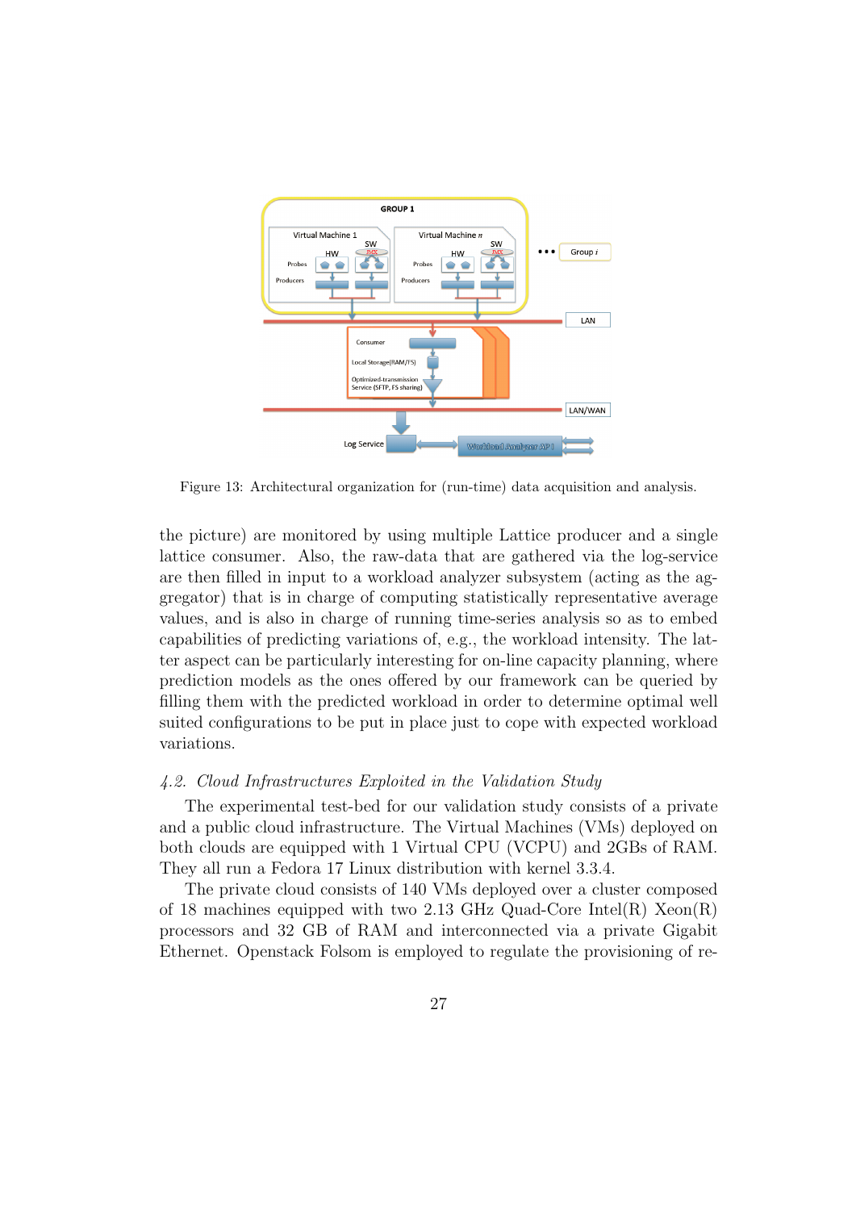Figure 13: Architectural organization for (run-time) data acquisition and analysis.

the picture) are monitored by using multiple Lattice producer and a single lattice consumer. Also, the raw-data that are gathered via the log-service are then filled in input to a workload analyzer subsystem (acting as the aggregator) that is in charge of computing statistically representative average values, and is also in charge of running time-series analysis so as to embed capabilities of predicting variations of, e.g., the workload intensity. The latter aspect can be particularly interesting for on-line capacity planning, where prediction models as the ones offered by our framework can be queried by filling them with the predicted workload in order to determine optimal well suited configurations to be put in place just to cope with expected workload variations.

### *4.2. Cloud Infrastructures Exploited in the Validation Study*

The experimental test-bed for our validation study consists of a private and a public cloud infrastructure. The Virtual Machines (VMs) deployed on both clouds are equipped with 1 Virtual CPU (VCPU) and 2GBs of RAM. They all run a Fedora 17 Linux distribution with kernel 3.3.4.

The private cloud consists of 140 VMs deployed over a cluster composed of 18 machines equipped with two 2.13 GHz Quad-Core Intel(R) Xeon(R) processors and 32 GB of RAM and interconnected via a private Gigabit Ethernet. Openstack Folsom is employed to regulate the provisioning of re-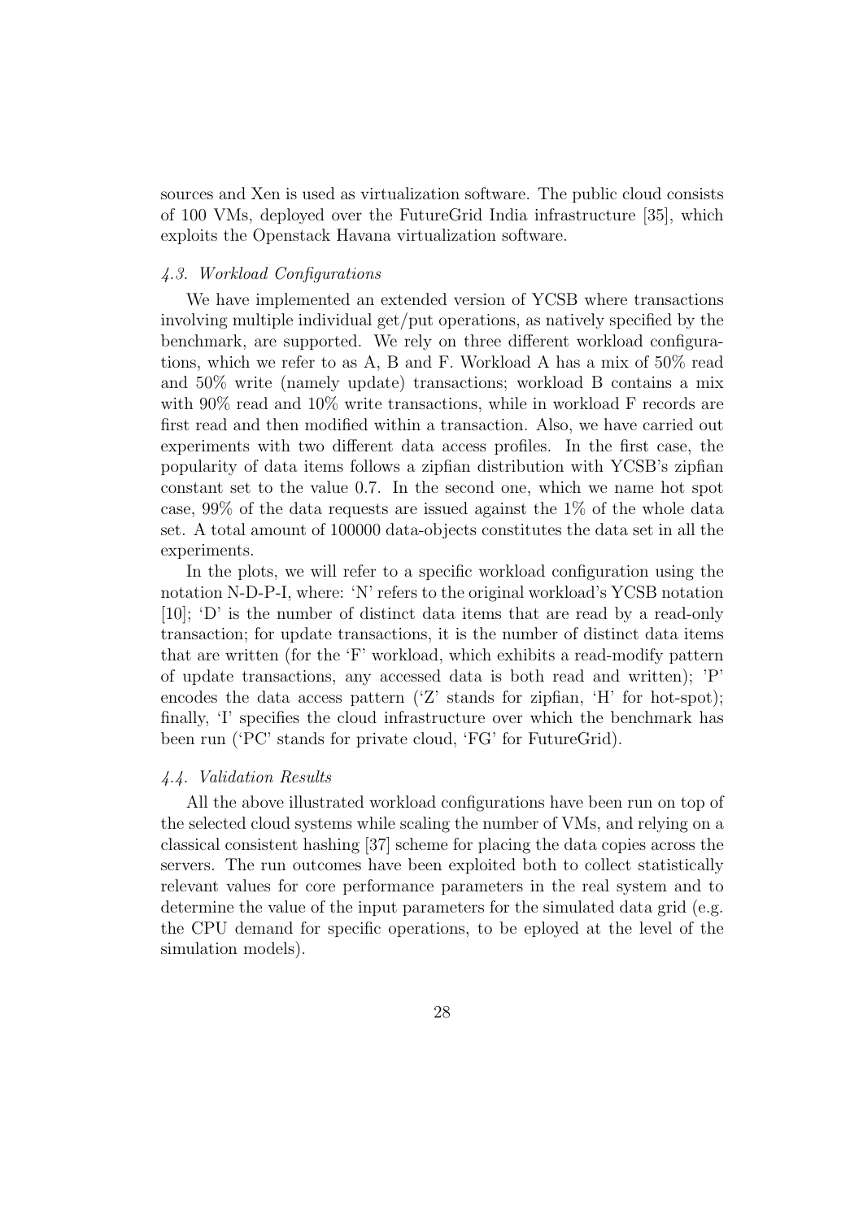sources and Xen is used as virtualization software. The public cloud consists of 100 VMs, deployed over the FutureGrid India infrastructure [35], which exploits the Openstack Havana virtualization software.

### *4.3. Workload Configurations*

We have implemented an extended version of YCSB where transactions involving multiple individual get/put operations, as natively specified by the benchmark, are supported. We rely on three different workload configurations, which we refer to as A, B and F. Workload A has a mix of 50% read and 50% write (namely update) transactions; workload B contains a mix with 90% read and 10% write transactions, while in workload F records are first read and then modified within a transaction. Also, we have carried out experiments with two different data access profiles. In the first case, the popularity of data items follows a zipfian distribution with YCSB's zipfian constant set to the value 0.7. In the second one, which we name hot spot case, 99% of the data requests are issued against the 1% of the whole data set. A total amount of 100000 data-objects constitutes the data set in all the experiments.

In the plots, we will refer to a specific workload configuration using the notation N-D-P-I, where: 'N' refers to the original workload's YCSB notation [10]; 'D' is the number of distinct data items that are read by a read-only transaction; for update transactions, it is the number of distinct data items that are written (for the 'F' workload, which exhibits a read-modify pattern of update transactions, any accessed data is both read and written); 'P' encodes the data access pattern ('Z' stands for zipfian, 'H' for hot-spot); finally, 'I' specifies the cloud infrastructure over which the benchmark has been run ('PC' stands for private cloud, 'FG' for FutureGrid).

### *4.4. Validation Results*

All the above illustrated workload configurations have been run on top of the selected cloud systems while scaling the number of VMs, and relying on a classical consistent hashing [37] scheme for placing the data copies across the servers. The run outcomes have been exploited both to collect statistically relevant values for core performance parameters in the real system and to determine the value of the input parameters for the simulated data grid (e.g. the CPU demand for specific operations, to be eployed at the level of the simulation models).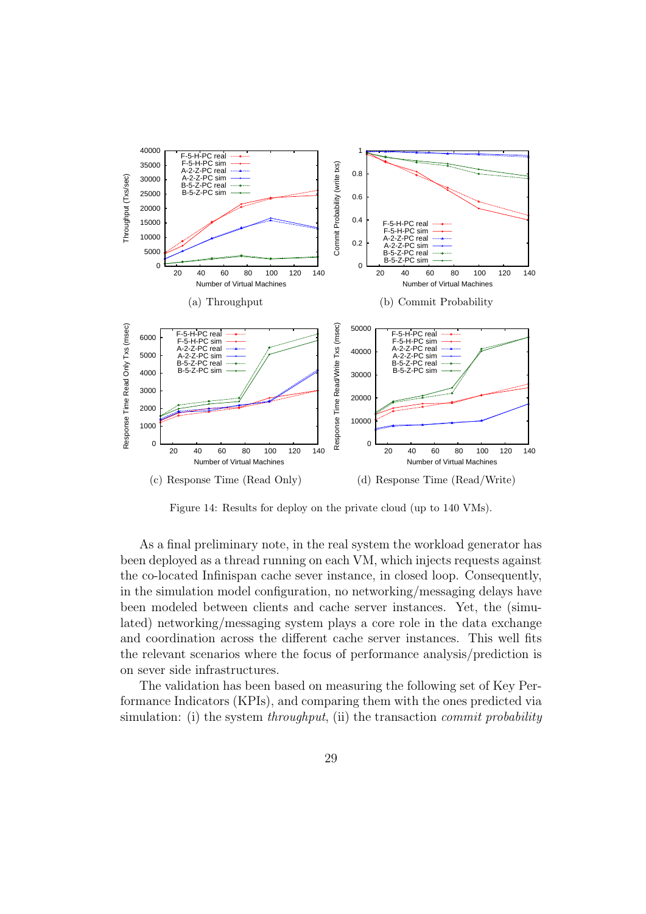(a) Throughput

(b) Commit Probability

(c) Response Time (Read Only)

(d) Response Time (Read/Write)

Figure 14: Results for deploy on the private cloud (up to 140 VMs).

As a final preliminary note, in the real system the workload generator has been deployed as a thread running on each VM, which injects requests against the co-located Infinispan cache sever instance, in closed loop. Consequently, in the simulation model configuration, no networking/messaging delays have been modeled between clients and cache server instances. Yet, the (simulated) networking/messaging system plays a core role in the data exchange and coordination across the different cache server instances. This well fits the relevant scenarios where the focus of performance analysis/prediction is on sever side infrastructures.

The validation has been based on measuring the following set of Key Performance Indicators (KPIs), and comparing them with the ones predicted via simulation: (i) the system *throughput*, (ii) the transaction *commit probability*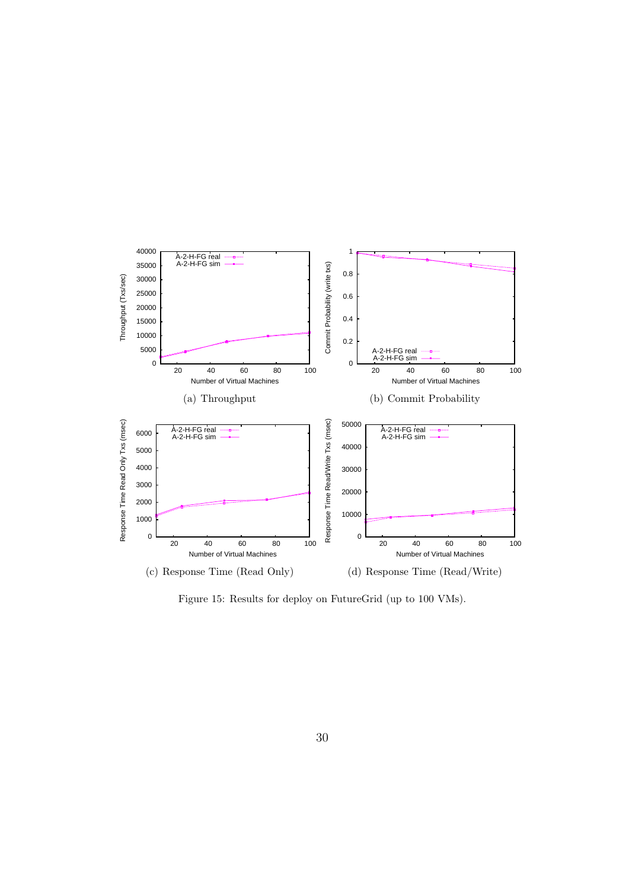(a) Throughput

(b) Commit Probability

(c) Response Time (Read Only)

(d) Response Time (Read/Write)

Figure 15: Results for deploy on FutureGrid (up to 100 VMs).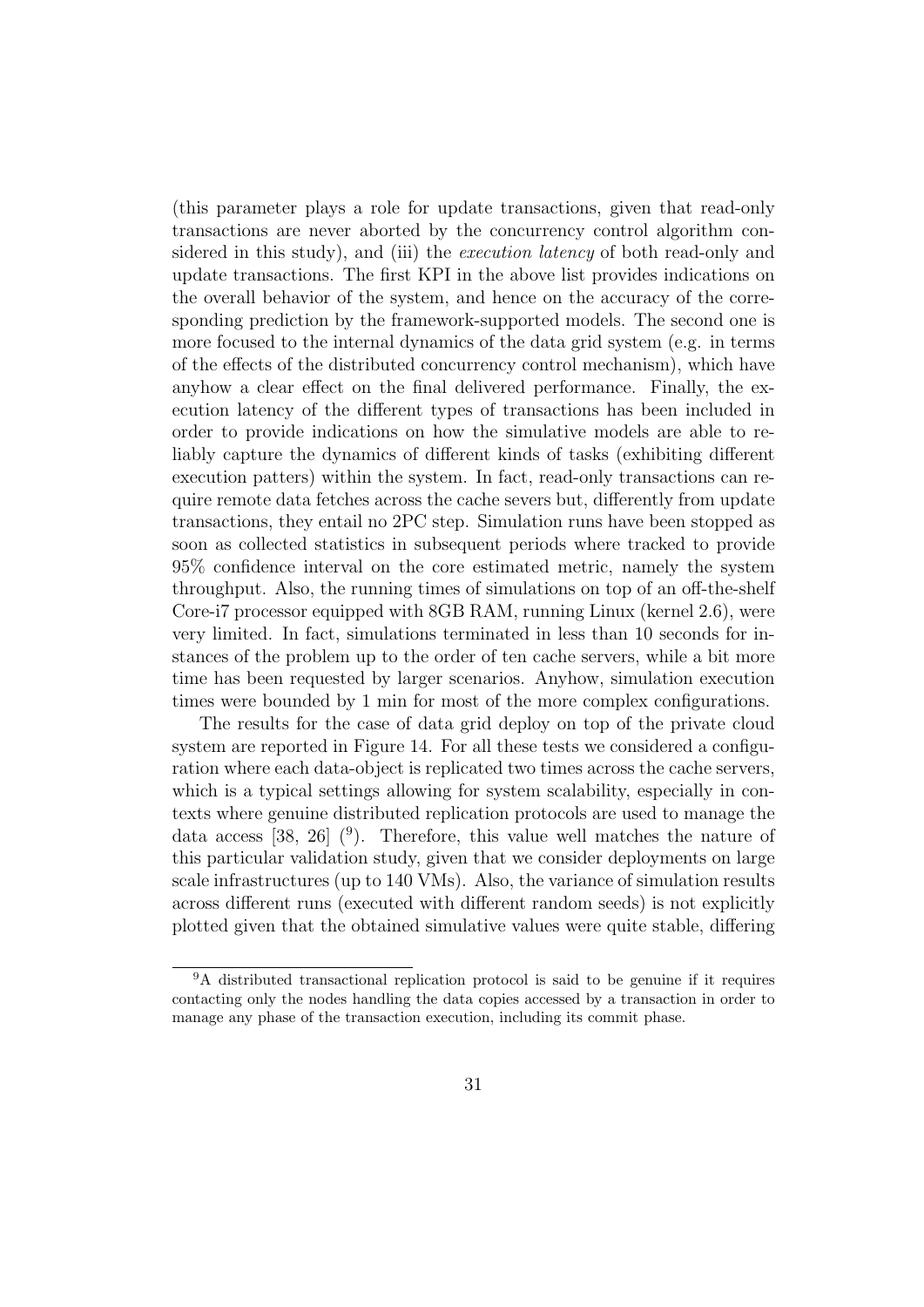(this parameter plays a role for update transactions, given that read-only transactions are never aborted by the concurrency control algorithm considered in this study), and (iii) the *execution latency* of both read-only and update transactions. The first KPI in the above list provides indications on the overall behavior of the system, and hence on the accuracy of the corresponding prediction by the framework-supported models. The second one is more focused to the internal dynamics of the data grid system (e.g. in terms of the effects of the distributed concurrency control mechanism), which have anyhow a clear effect on the final delivered performance. Finally, the execution latency of the different types of transactions has been included in order to provide indications on how the simulative models are able to reliably capture the dynamics of different kinds of tasks (exhibiting different execution patters) within the system. In fact, read-only transactions can require remote data fetches across the cache severs but, differently from update transactions, they entail no 2PC step. Simulation runs have been stopped as soon as collected statistics in subsequent periods where tracked to provide 95% confidence interval on the core estimated metric, namely the system throughput. Also, the running times of simulations on top of an off-the-shelf Core-i7 processor equipped with 8GB RAM, running Linux (kernel 2.6), were very limited. In fact, simulations terminated in less than 10 seconds for instances of the problem up to the order of ten cache servers, while a bit more time has been requested by larger scenarios. Anyhow, simulation execution times were bounded by 1 min for most of the more complex configurations.

The results for the case of data grid deploy on top of the private cloud system are reported in Figure 14. For all these tests we considered a configuration where each data-object is replicated two times across the cache servers, which is a typical settings allowing for system scalability, especially in contexts where genuine distributed replication protocols are used to manage the data access [38, 26] ([9]). Therefore, this value well matches the nature of this particular validation study, given that we consider deployments on large scale infrastructures (up to 140 VMs). Also, the variance of simulation results across different runs (executed with different random seeds) is not explicitly plotted given that the obtained simulative values were quite stable, differing

[9]A distributed transactional replication protocol is said to be genuine if it requires contacting only the nodes handling the data copies accessed by a transaction in order to manage any phase of the transaction execution, including its commit phase.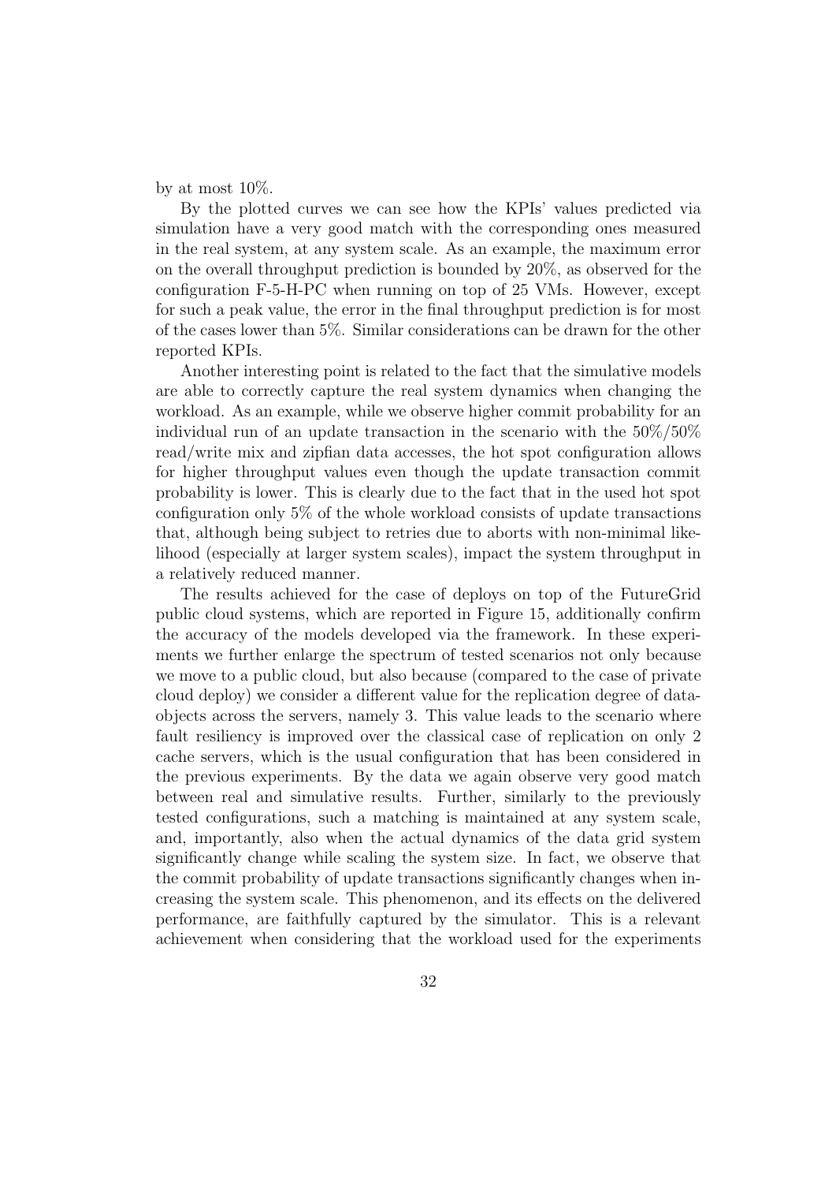by at most 10%.

By the plotted curves we can see how the KPIs' values predicted via simulation have a very good match with the corresponding ones measured in the real system, at any system scale. As an example, the maximum error on the overall throughput prediction is bounded by 20%, as observed for the configuration F-5-H-PC when running on top of 25 VMs. However, except for such a peak value, the error in the final throughput prediction is for most of the cases lower than 5%. Similar considerations can be drawn for the other reported KPIs.

Another interesting point is related to the fact that the simulative models are able to correctly capture the real system dynamics when changing the workload. As an example, while we observe higher commit probability for an individual run of an update transaction in the scenario with the 50%/50% read/write mix and zipfian data accesses, the hot spot configuration allows for higher throughput values even though the update transaction commit probability is lower. This is clearly due to the fact that in the used hot spot configuration only 5% of the whole workload consists of update transactions that, although being subject to retries due to aborts with non-minimal likelihood (especially at larger system scales), impact the system throughput in a relatively reduced manner.

The results achieved for the case of deploys on top of the FutureGrid public cloud systems, which are reported in Figure 15, additionally confirm the accuracy of the models developed via the framework. In these experiments we further enlarge the spectrum of tested scenarios not only because we move to a public cloud, but also because (compared to the case of private cloud deploy) we consider a different value for the replication degree of data-objects across the servers, namely 3. This value leads to the scenario where fault resiliency is improved over the classical case of replication on only 2 cache servers, which is the usual configuration that has been considered in the previous experiments. By the data we again observe very good match between real and simulative results. Further, similarly to the previously tested configurations, such a matching is maintained at any system scale, and, importantly, also when the actual dynamics of the data grid system significantly change while scaling the system size. In fact, we observe that the commit probability of update transactions significantly changes when increasing the system scale. This phenomenon, and its effects on the delivered performance, are faithfully captured by the simulator. This is a relevant achievement when considering that the workload used for the experiments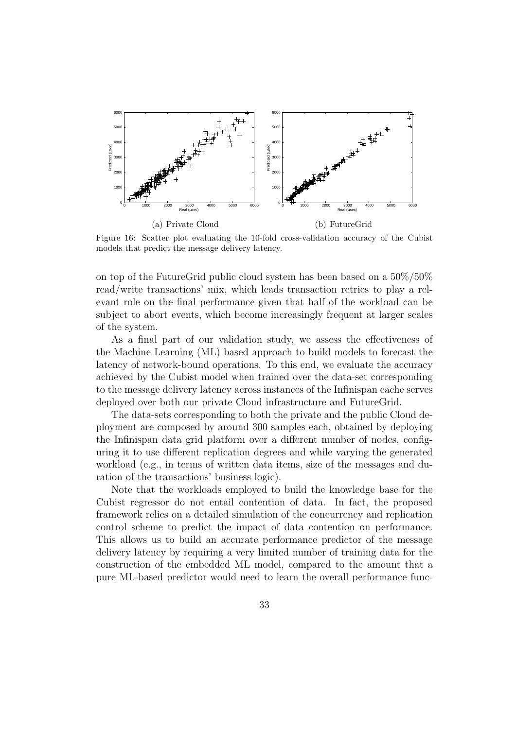(a) Private Cloud

(b) FutureGrid

Figure 16: Scatter plot evaluating the 10-fold cross-validation accuracy of the Cubist models that predict the message delivery latency.

on top of the FutureGrid public cloud system has been based on a 50%/50% read/write transactions' mix, which leads transaction retries to play a relevant role on the final performance given that half of the workload can be subject to abort events, which become increasingly frequent at larger scales of the system.

As a final part of our validation study, we assess the effectiveness of the Machine Learning (ML) based approach to build models to forecast the latency of network-bound operations. To this end, we evaluate the accuracy achieved by the Cubist model when trained over the data-set corresponding to the message delivery latency across instances of the Infinispan cache serves deployed over both our private Cloud infrastructure and FutureGrid.

The data-sets corresponding to both the private and the public Cloud deployment are composed by around 300 samples each, obtained by deploying the Infinispan data grid platform over a different number of nodes, configuring it to use different replication degrees and while varying the generated workload (e.g., in terms of written data items, size of the messages and duration of the transactions' business logic).

Note that the workloads employed to build the knowledge base for the Cubist regressor do not entail contention of data. In fact, the proposed framework relies on a detailed simulation of the concurrency and replication control scheme to predict the impact of data contention on performance. This allows us to build an accurate performance predictor of the message delivery latency by requiring a very limited number of training data for the construction of the embedded ML model, compared to the amount that a pure ML-based predictor would need to learn the overall performance func-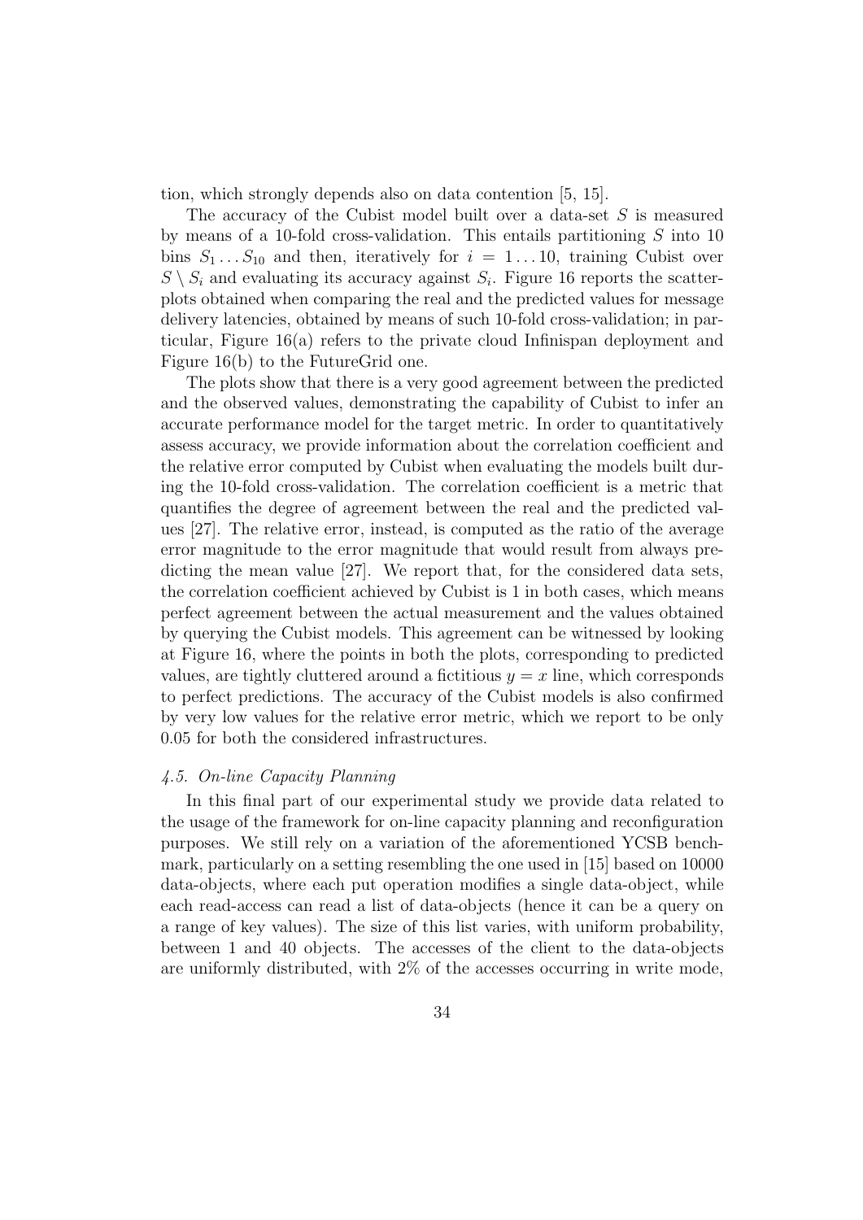tion, which strongly depends also on data contention [5, 15].

The accuracy of the Cubist model built over a data-set $S$ is measured by means of a 10-fold cross-validation. This entails partitioning $S$ into 10 bins $S_1 \dots S_{10}$ and then, iteratively for $i = 1 \dots 10$, training Cubist over $S \setminus S_i$ and evaluating its accuracy against $S_i$. Figure 16 reports the scatter-plots obtained when comparing the real and the predicted values for message delivery latencies, obtained by means of such 10-fold cross-validation; in particular, Figure 16(a) refers to the private cloud Infinispan deployment and Figure 16(b) to the FutureGrid one.

The plots show that there is a very good agreement between the predicted and the observed values, demonstrating the capability of Cubist to infer an accurate performance model for the target metric. In order to quantitatively assess accuracy, we provide information about the correlation coefficient and the relative error computed by Cubist when evaluating the models built during the 10-fold cross-validation. The correlation coefficient is a metric that quantifies the degree of agreement between the real and the predicted values [27]. The relative error, instead, is computed as the ratio of the average error magnitude to the error magnitude that would result from always predicting the mean value [27]. We report that, for the considered data sets, the correlation coefficient achieved by Cubist is 1 in both cases, which means perfect agreement between the actual measurement and the values obtained by querying the Cubist models. This agreement can be witnessed by looking at Figure 16, where the points in both the plots, corresponding to predicted values, are tightly cluttered around a fictitious $y = x$ line, which corresponds to perfect predictions. The accuracy of the Cubist models is also confirmed by very low values for the relative error metric, which we report to be only 0.05 for both the considered infrastructures.

### *4.5. On-line Capacity Planning*

In this final part of our experimental study we provide data related to the usage of the framework for on-line capacity planning and reconfiguration purposes. We still rely on a variation of the aforementioned YCSB benchmark, particularly on a setting resembling the one used in [15] based on 10000 data-objects, where each put operation modifies a single data-object, while each read-access can read a list of data-objects (hence it can be a query on a range of key values). The size of this list varies, with uniform probability, between 1 and 40 objects. The accesses of the client to the data-objects are uniformly distributed, with 2% of the accesses occurring in write mode,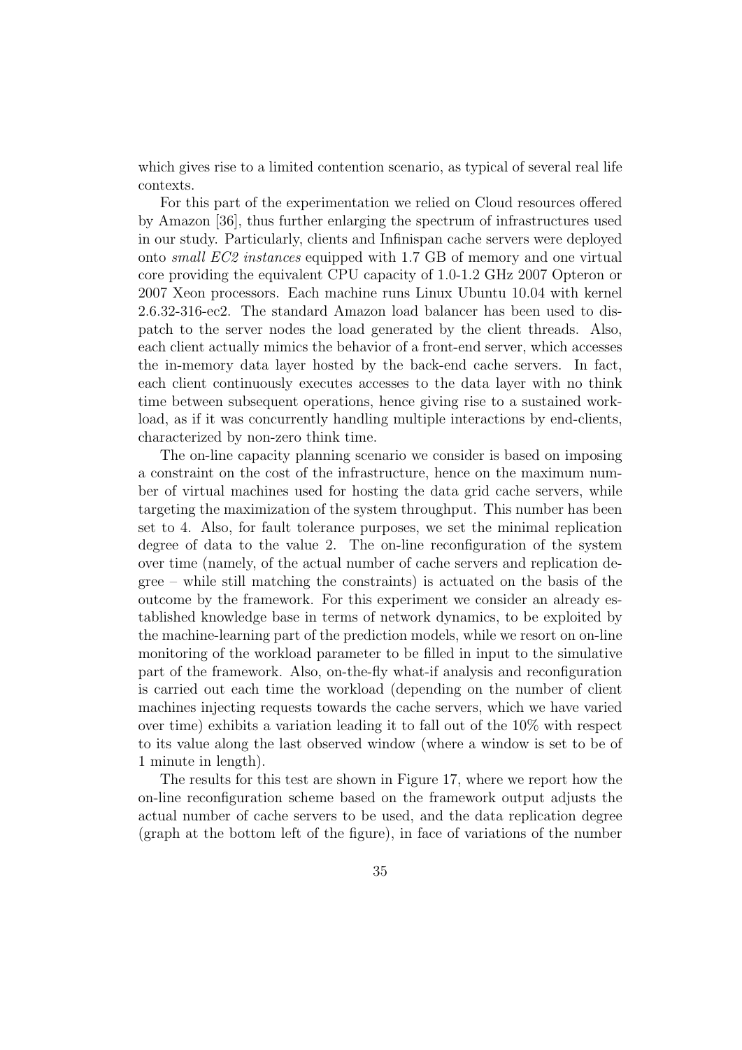which gives rise to a limited contention scenario, as typical of several real life contexts.

For this part of the experimentation we relied on Cloud resources offered by Amazon [36], thus further enlarging the spectrum of infrastructures used in our study. Particularly, clients and Infinispan cache servers were deployed onto *small EC2 instances* equipped with 1.7 GB of memory and one virtual core providing the equivalent CPU capacity of 1.0-1.2 GHz 2007 Opteron or 2007 Xeon processors. Each machine runs Linux Ubuntu 10.04 with kernel 2.6.32-316-ec2. The standard Amazon load balancer has been used to dispatch to the server nodes the load generated by the client threads. Also, each client actually mimics the behavior of a front-end server, which accesses the in-memory data layer hosted by the back-end cache servers. In fact, each client continuously executes accesses to the data layer with no think time between subsequent operations, hence giving rise to a sustained workload, as if it was concurrently handling multiple interactions by end-clients, characterized by non-zero think time.

The on-line capacity planning scenario we consider is based on imposing a constraint on the cost of the infrastructure, hence on the maximum number of virtual machines used for hosting the data grid cache servers, while targeting the maximization of the system throughput. This number has been set to 4. Also, for fault tolerance purposes, we set the minimal replication degree of data to the value 2. The on-line reconfiguration of the system over time (namely, of the actual number of cache servers and replication degree – while still matching the constraints) is actuated on the basis of the outcome by the framework. For this experiment we consider an already established knowledge base in terms of network dynamics, to be exploited by the machine-learning part of the prediction models, while we resort on on-line monitoring of the workload parameter to be filled in input to the simulative part of the framework. Also, on-the-fly what-if analysis and reconfiguration is carried out each time the workload (depending on the number of client machines injecting requests towards the cache servers, which we have varied over time) exhibits a variation leading it to fall out of the 10% with respect to its value along the last observed window (where a window is set to be of 1 minute in length).

The results for this test are shown in Figure 17, where we report how the on-line reconfiguration scheme based on the framework output adjusts the actual number of cache servers to be used, and the data replication degree (graph at the bottom left of the figure), in face of variations of the number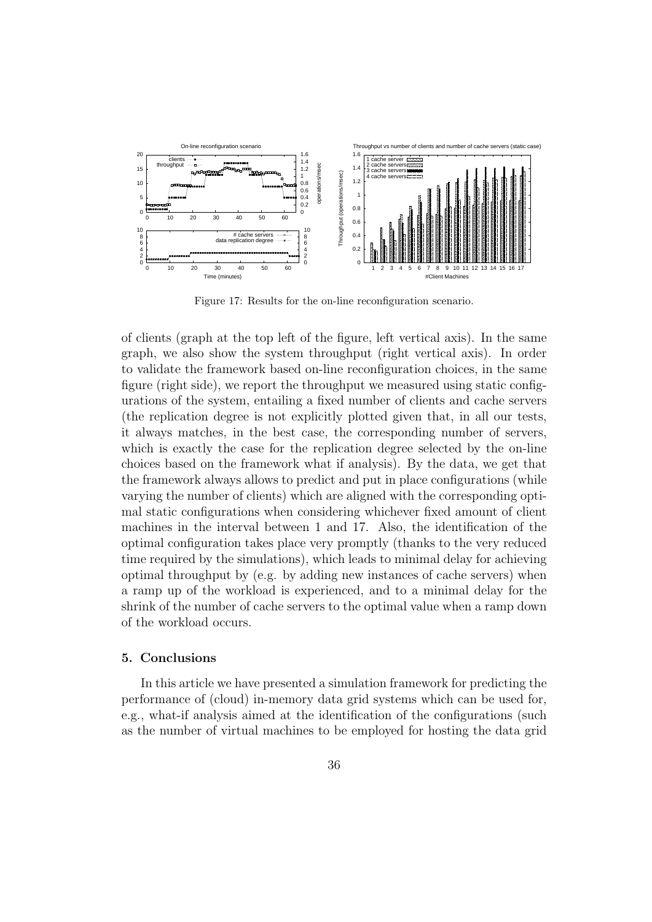Figure 17: Results for the on-line reconfiguration scenario.

of clients (graph at the top left of the figure, left vertical axis). In the same graph, we also show the system throughput (right vertical axis). In order to validate the framework based on-line reconfiguration choices, in the same figure (right side), we report the throughput we measured using static configurations of the system, entailing a fixed number of clients and cache servers (the replication degree is not explicitly plotted given that, in all our tests, it always matches, in the best case, the corresponding number of servers, which is exactly the case for the replication degree selected by the on-line choices based on the framework what if analysis). By the data, we get that the framework always allows to predict and put in place configurations (while varying the number of clients) which are aligned with the corresponding optimal static configurations when considering whichever fixed amount of client machines in the interval between 1 and 17. Also, the identification of the optimal configuration takes place very promptly (thanks to the very reduced time required by the simulations), which leads to minimal delay for achieving optimal throughput by (e.g. by adding new instances of cache servers) when a ramp up of the workload is experienced, and to a minimal delay for the shrink of the number of cache servers to the optimal value when a ramp down of the workload occurs.

## 5. Conclusions

In this article we have presented a simulation framework for predicting the performance of (cloud) in-memory data grid systems which can be used for, e.g., what-if analysis aimed at the identification of the configurations (such as the number of virtual machines to be employed for hosting the data grid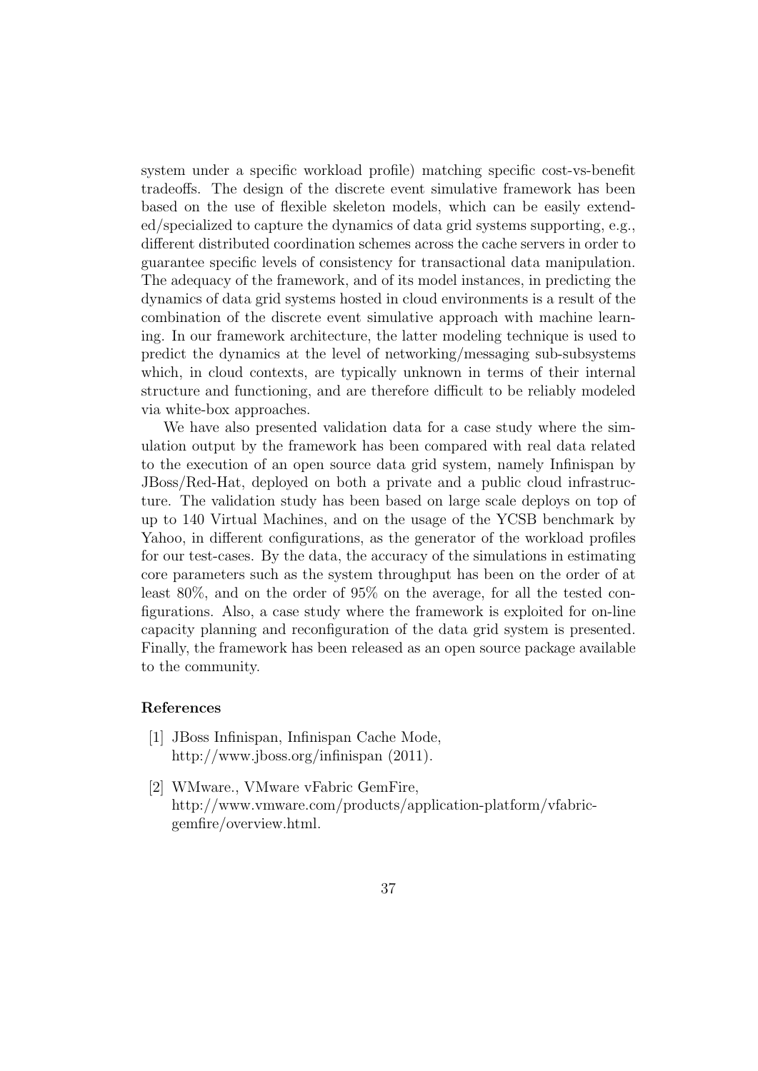system under a specific workload profile) matching specific cost-vs-benefit tradeoffs. The design of the discrete event simulative framework has been based on the use of flexible skeleton models, which can be easily extended/specialized to capture the dynamics of data grid systems supporting, e.g., different distributed coordination schemes across the cache servers in order to guarantee specific levels of consistency for transactional data manipulation. The adequacy of the framework, and of its model instances, in predicting the dynamics of data grid systems hosted in cloud environments is a result of the combination of the discrete event simulative approach with machine learning. In our framework architecture, the latter modeling technique is used to predict the dynamics at the level of networking/messaging sub-subsystems which, in cloud contexts, are typically unknown in terms of their internal structure and functioning, and are therefore difficult to be reliably modeled via white-box approaches.

We have also presented validation data for a case study where the simulation output by the framework has been compared with real data related to the execution of an open source data grid system, namely Infinispan by JBoss/Red-Hat, deployed on both a private and a public cloud infrastructure. The validation study has been based on large scale deploys on top of up to 140 Virtual Machines, and on the usage of the YCSB benchmark by Yahoo, in different configurations, as the generator of the workload profiles for our test-cases. By the data, the accuracy of the simulations in estimating core parameters such as the system throughput has been on the order of at least 80%, and on the order of 95% on the average, for all the tested configurations. Also, a case study where the framework is exploited for on-line capacity planning and reconfiguration of the data grid system is presented. Finally, the framework has been released as an open source package available to the community.

## References

[1] JBoss Infinispan, Infinispan Cache Mode, http://www.jboss.org/infinispan (2011).

[2] WMware., VMware vFabric GemFire, http://www.vmware.com/products/application-platform/vfabric-gemfire/overview.html.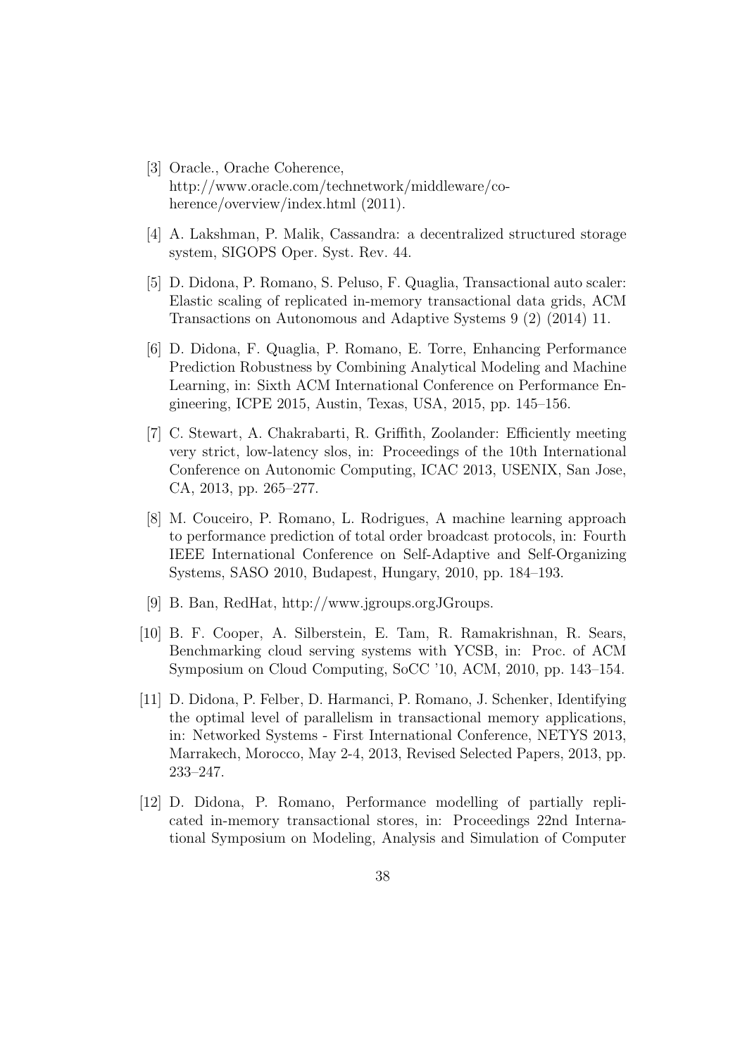[3] Oracle., Orache Coherence, http://www.oracle.com/technetwork/middleware/coherence/overview/index.html (2011).

[4] A. Lakshman, P. Malik, Cassandra: a decentralized structured storage system, SIGOPS Oper. Syst. Rev. 44.

[5] D. Didona, P. Romano, S. Peluso, F. Quaglia, Transactional auto scaler: Elastic scaling of replicated in-memory transactional data grids, ACM Transactions on Autonomous and Adaptive Systems 9 (2) (2014) 11.

[6] D. Didona, F. Quaglia, P. Romano, E. Torre, Enhancing Performance Prediction Robustness by Combining Analytical Modeling and Machine Learning, in: Sixth ACM International Conference on Performance Engineering, ICPE 2015, Austin, Texas, USA, 2015, pp. 145–156.

[7] C. Stewart, A. Chakrabarti, R. Griffith, Zoolander: Efficiently meeting very strict, low-latency slos, in: Proceedings of the 10th International Conference on Autonomic Computing, ICAC 2013, USENIX, San Jose, CA, 2013, pp. 265–277.

[8] M. Couceiro, P. Romano, L. Rodrigues, A machine learning approach to performance prediction of total order broadcast protocols, in: Fourth IEEE International Conference on Self-Adaptive and Self-Organizing Systems, SASO 2010, Budapest, Hungary, 2010, pp. 184–193.

[9] B. Ban, RedHat, http://www.jgroups.orgJGroups.

[10] B. F. Cooper, A. Silberstein, E. Tam, R. Ramakrishnan, R. Sears, Benchmarking cloud serving systems with YCSB, in: Proc. of ACM Symposium on Cloud Computing, SoCC '10, ACM, 2010, pp. 143–154.

[11] D. Didona, P. Felber, D. Harmanci, P. Romano, J. Schenker, Identifying the optimal level of parallelism in transactional memory applications, in: Networked Systems - First International Conference, NETYS 2013, Marrakech, Morocco, May 2-4, 2013, Revised Selected Papers, 2013, pp. 233–247.

[12] D. Didona, P. Romano, Performance modelling of partially replicated in-memory transactional stores, in: Proceedings 22nd International Symposium on Modeling, Analysis and Simulation of Computer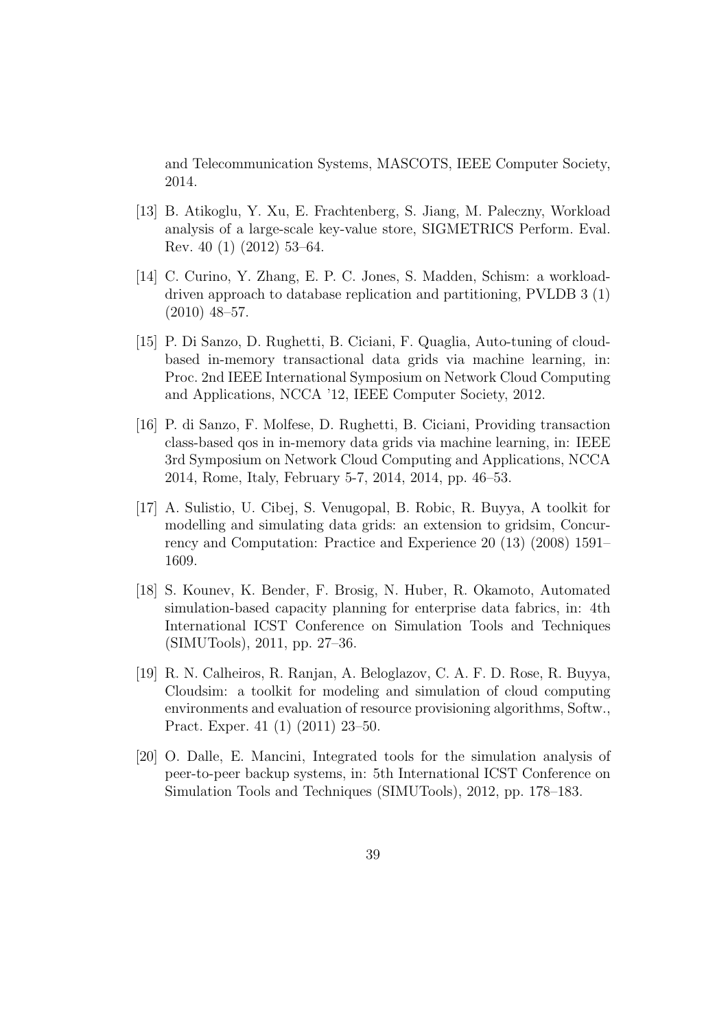and Telecommunication Systems, MASCOTS, IEEE Computer Society, 2014.

[13] B. Atikoglu, Y. Xu, E. Frachtenberg, S. Jiang, M. Paleczny, Workload analysis of a large-scale key-value store, SIGMETRICS Perform. Eval. Rev. 40 (1) (2012) 53–64.

[14] C. Curino, Y. Zhang, E. P. C. Jones, S. Madden, Schism: a workload-driven approach to database replication and partitioning, PVLDB 3 (1) (2010) 48–57.

[15] P. Di Sanzo, D. Rughetti, B. Ciciani, F. Quaglia, Auto-tuning of cloud-based in-memory transactional data grids via machine learning, in: Proc. 2nd IEEE International Symposium on Network Cloud Computing and Applications, NCCA '12, IEEE Computer Society, 2012.

[16] P. di Sanzo, F. Molfese, D. Rughetti, B. Ciciani, Providing transaction class-based qos in in-memory data grids via machine learning, in: IEEE 3rd Symposium on Network Cloud Computing and Applications, NCCA 2014, Rome, Italy, February 5-7, 2014, 2014, pp. 46–53.

[17] A. Sulistio, U. Cibej, S. Venugopal, B. Robic, R. Buyya, A toolkit for modelling and simulating data grids: an extension to gridsim, Concurrency and Computation: Practice and Experience 20 (13) (2008) 1591–1609.

[18] S. Kounev, K. Bender, F. Brosig, N. Huber, R. Okamoto, Automated simulation-based capacity planning for enterprise data fabrics, in: 4th International ICST Conference on Simulation Tools and Techniques (SIMUTools), 2011, pp. 27–36.

[19] R. N. Calheiros, R. Ranjan, A. Beloglazov, C. A. F. D. Rose, R. Buyya, Cloudsim: a toolkit for modeling and simulation of cloud computing environments and evaluation of resource provisioning algorithms, Softw., Pract. Exper. 41 (1) (2011) 23–50.

[20] O. Dalle, E. Mancini, Integrated tools for the simulation analysis of peer-to-peer backup systems, in: 5th International ICST Conference on Simulation Tools and Techniques (SIMUTools), 2012, pp. 178–183.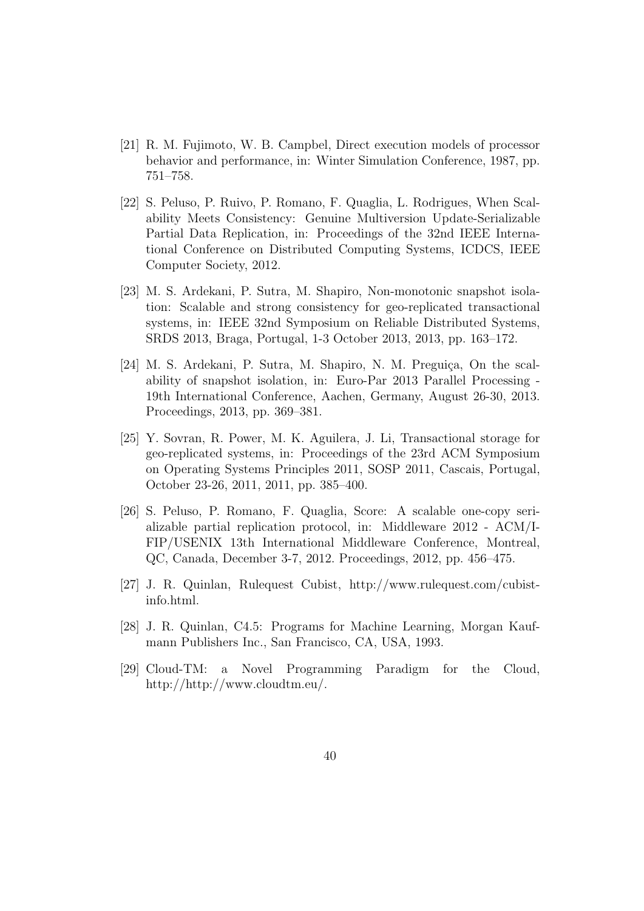[21] R. M. Fujimoto, W. B. Campbel, Direct execution models of processor behavior and performance, in: Winter Simulation Conference, 1987, pp. 751–758.

[22] S. Peluso, P. Ruivo, P. Romano, F. Quaglia, L. Rodrigues, When Scalability Meets Consistency: Genuine Multiversion Update-Serializable Partial Data Replication, in: Proceedings of the 32nd IEEE International Conference on Distributed Computing Systems, ICDCS, IEEE Computer Society, 2012.

[23] M. S. Ardekani, P. Sutra, M. Shapiro, Non-monotonic snapshot isolation: Scalable and strong consistency for geo-replicated transactional systems, in: IEEE 32nd Symposium on Reliable Distributed Systems, SRDS 2013, Braga, Portugal, 1-3 October 2013, 2013, pp. 163–172.

[24] M. S. Ardekani, P. Sutra, M. Shapiro, N. M. Preguiça, On the scalability of snapshot isolation, in: Euro-Par 2013 Parallel Processing - 19th International Conference, Aachen, Germany, August 26-30, 2013. Proceedings, 2013, pp. 369–381.

[25] Y. Sovran, R. Power, M. K. Aguilera, J. Li, Transactional storage for geo-replicated systems, in: Proceedings of the 23rd ACM Symposium on Operating Systems Principles 2011, SOSP 2011, Cascais, Portugal, October 23-26, 2011, 2011, pp. 385–400.

[26] S. Peluso, P. Romano, F. Quaglia, Score: A scalable one-copy serializable partial replication protocol, in: Middleware 2012 - ACM/IFIP/USENIX 13th International Middleware Conference, Montreal, QC, Canada, December 3-7, 2012. Proceedings, 2012, pp. 456–475.

[27] J. R. Quinlan, Rulequest Cubist, http://www.rulequest.com/cubist-info.html.

[28] J. R. Quinlan, C4.5: Programs for Machine Learning, Morgan Kaufmann Publishers Inc., San Francisco, CA, USA, 1993.

[29] Cloud-TM: a Novel Programming Paradigm for the Cloud, http://http://www.cloudtm.eu/.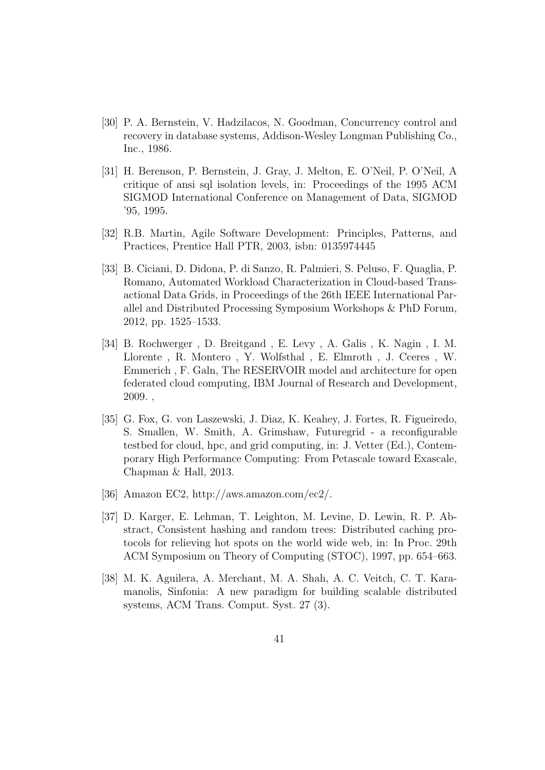[30] P. A. Bernstein, V. Hadzilacos, N. Goodman, Concurrency control and recovery in database systems, Addison-Wesley Longman Publishing Co., Inc., 1986.

[31] H. Berenson, P. Bernstein, J. Gray, J. Melton, E. O'Neil, P. O'Neil, A critique of ansi sql isolation levels, in: Proceedings of the 1995 ACM SIGMOD International Conference on Management of Data, SIGMOD '95, 1995.

[32] R.B. Martin, Agile Software Development: Principles, Patterns, and Practices, Prentice Hall PTR, 2003, isbn: 0135974445

[33] B. Ciciani, D. Didona, P. di Sanzo, R. Palmieri, S. Peluso, F. Quaglia, P. Romano, Automated Workload Characterization in Cloud-based Transactional Data Grids, in Proceedings of the 26th IEEE International Parallel and Distributed Processing Symposium Workshops & PhD Forum, 2012, pp. 1525–1533.

[34] B. Rochwerger , D. Breitgand , E. Levy , A. Galis , K. Nagin , I. M. Llorente , R. Montero , Y. Wolfsthal , E. Elmroth , J. Cceres , W. Emmerich , F. Galn, The RESERVOIR model and architecture for open federated cloud computing, IBM Journal of Research and Development, 2009. ,

[35] G. Fox, G. von Laszewski, J. Diaz, K. Keahey, J. Fortes, R. Figueiredo, S. Smallen, W. Smith, A. Grimshaw, Futuregrid - a reconfigurable testbed for cloud, hpc, and grid computing, in: J. Vetter (Ed.), Contemporary High Performance Computing: From Petascale toward Exascale, Chapman & Hall, 2013.

[36] Amazon EC2, http://aws.amazon.com/ec2/.

[37] D. Karger, E. Lehman, T. Leighton, M. Levine, D. Lewin, R. P. Abstract, Consistent hashing and random trees: Distributed caching protocols for relieving hot spots on the world wide web, in: In Proc. 29th ACM Symposium on Theory of Computing (STOC), 1997, pp. 654–663.

[38] M. K. Aguilera, A. Merchant, M. A. Shah, A. C. Veitch, C. T. Karamanolis, Sinfonia: A new paradigm for building scalable distributed systems, ACM Trans. Comput. Syst. 27 (3).